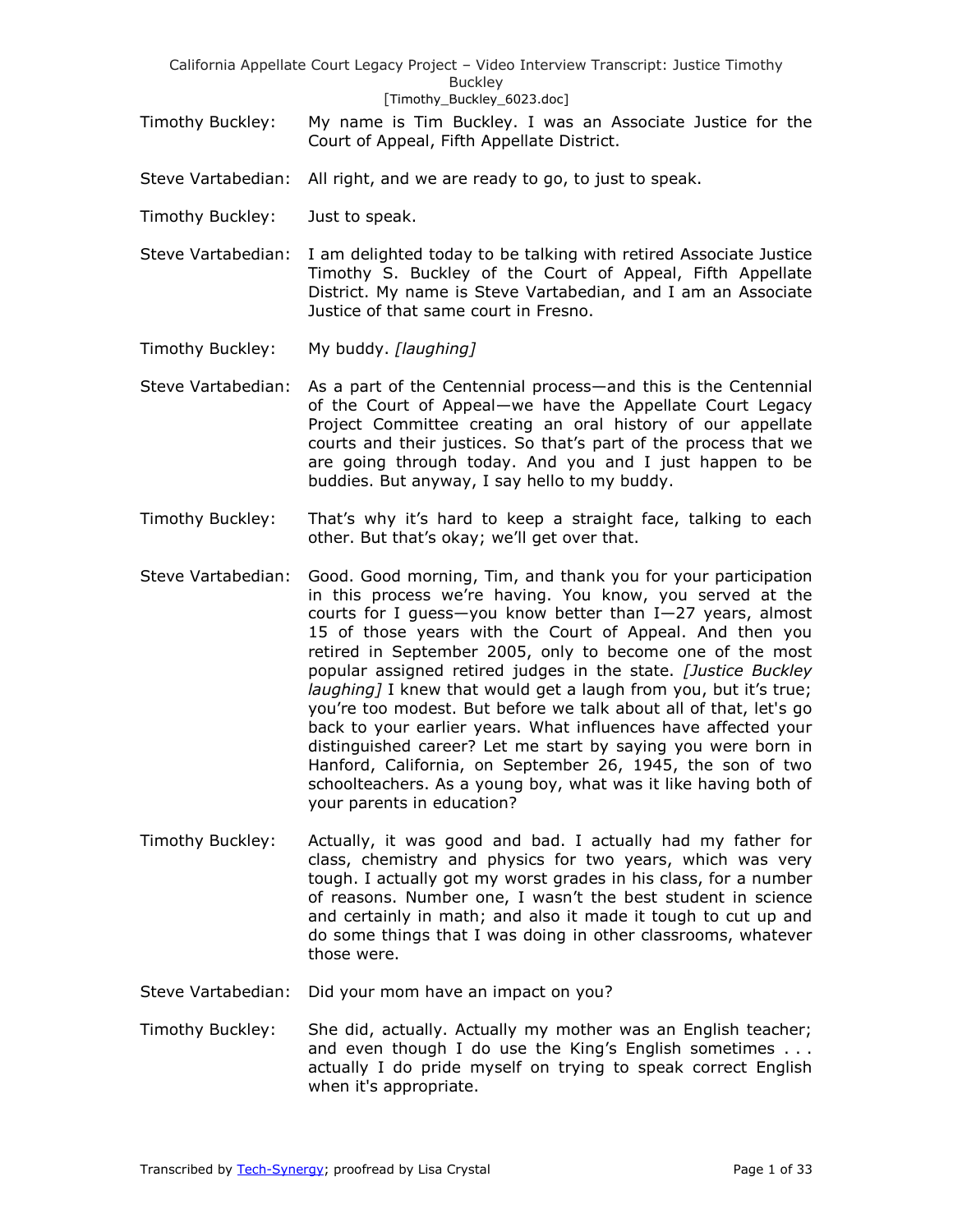Timothy Buckley: My name is Tim Buckley. I was an Associate Justice for the Court of Appeal, Fifth Appellate District.

Steve Vartabedian: All right, and we are ready to go, to just to speak.

Timothy Buckley: Just to speak.

Steve Vartabedian: I am delighted today to be talking with retired Associate Justice Timothy S. Buckley of the Court of Appeal, Fifth Appellate District. My name is Steve Vartabedian, and I am an Associate Justice of that same court in Fresno.

Timothy Buckley: My buddy. *[laughing]*

Steve Vartabedian: As a part of the Centennial process—and this is the Centennial of the Court of Appeal—we have the Appellate Court Legacy Project Committee creating an oral history of our appellate courts and their justices. So that's part of the process that we are going through today. And you and I just happen to be buddies. But anyway, I say hello to my buddy.

Timothy Buckley: That's why it's hard to keep a straight face, talking to each other. But that's okay; we'll get over that.

Steve Vartabedian: Good. Good morning, Tim, and thank you for your participation in this process we're having. You know, you served at the courts for I guess—you know better than I—27 years, almost 15 of those years with the Court of Appeal. And then you retired in September 2005, only to become one of the most popular assigned retired judges in the state. *[Justice Buckley laughing]* I knew that would get a laugh from you, but it's true; you're too modest. But before we talk about all of that, let's go back to your earlier years. What influences have affected your distinguished career? Let me start by saying you were born in Hanford, California, on September 26, 1945, the son of two schoolteachers. As a young boy, what was it like having both of your parents in education?

Timothy Buckley: Actually, it was good and bad. I actually had my father for class, chemistry and physics for two years, which was very tough. I actually got my worst grades in his class, for a number of reasons. Number one, I wasn't the best student in science and certainly in math; and also it made it tough to cut up and do some things that I was doing in other classrooms, whatever those were.

Steve Vartabedian: Did your mom have an impact on you?

Timothy Buckley: She did, actually. Actually my mother was an English teacher; and even though I do use the King's English sometimes . . . actually I do pride myself on trying to speak correct English when it's appropriate.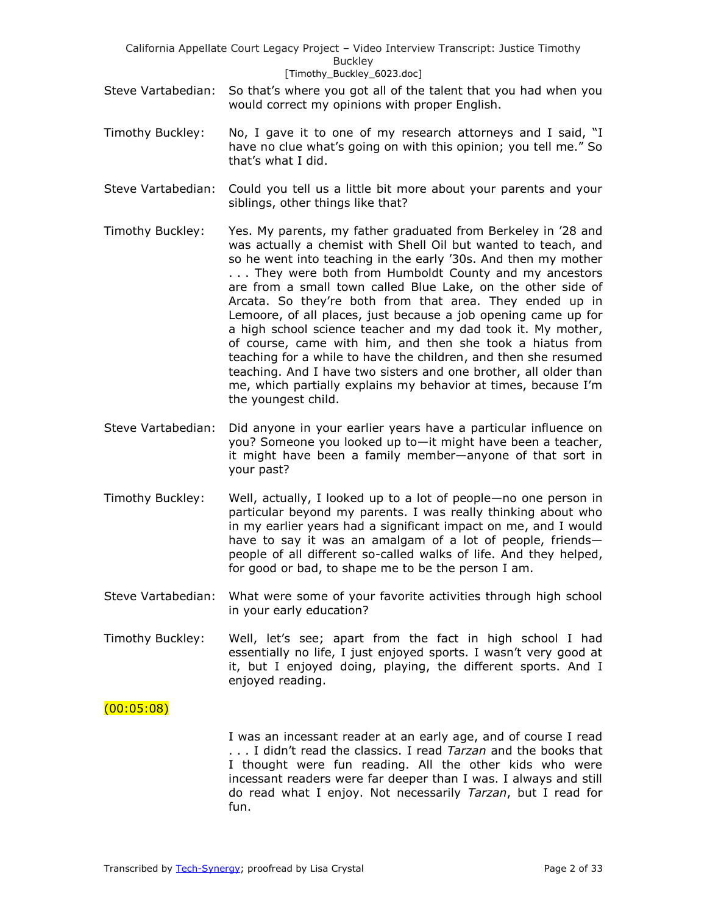Steve Vartabedian: So that's where you got all of the talent that you had when you would correct my opinions with proper English.

Timothy Buckley: No, I gave it to one of my research attorneys and I said, "I have no clue what's going on with this opinion; you tell me." So that's what I did.

Steve Vartabedian: Could you tell us a little bit more about your parents and your siblings, other things like that?

Timothy Buckley: Yes. My parents, my father graduated from Berkeley in '28 and was actually a chemist with Shell Oil but wanted to teach, and so he went into teaching in the early '30s. And then my mother . . . They were both from Humboldt County and my ancestors are from a small town called Blue Lake, on the other side of Arcata. So they're both from that area. They ended up in Lemoore, of all places, just because a job opening came up for a high school science teacher and my dad took it. My mother, of course, came with him, and then she took a hiatus from teaching for a while to have the children, and then she resumed teaching. And I have two sisters and one brother, all older than me, which partially explains my behavior at times, because I'm the youngest child.

Steve Vartabedian: Did anyone in your earlier years have a particular influence on you? Someone you looked up to—it might have been a teacher, it might have been a family member—anyone of that sort in your past?

Timothy Buckley: Well, actually, I looked up to a lot of people—no one person in particular beyond my parents. I was really thinking about who in my earlier years had a significant impact on me, and I would have to say it was an amalgam of a lot of people, friends—people of all different so-called walks of life. And they helped, for good or bad, to shape me to be the person I am.

Steve Vartabedian: What were some of your favorite activities through high school in your early education?

Timothy Buckley: Well, let's see; apart from the fact in high school I had essentially no life, I just enjoyed sports. I wasn't very good at it, but I enjoyed doing, playing, the different sports. And I enjoyed reading.

(00:05:08)

I was an incessant reader at an early age, and of course I read . . . I didn't read the classics. I read *Tarzan* and the books that I thought were fun reading. All the other kids who were incessant readers were far deeper than I was. I always and still do read what I enjoy. Not necessarily *Tarzan*, but I read for fun.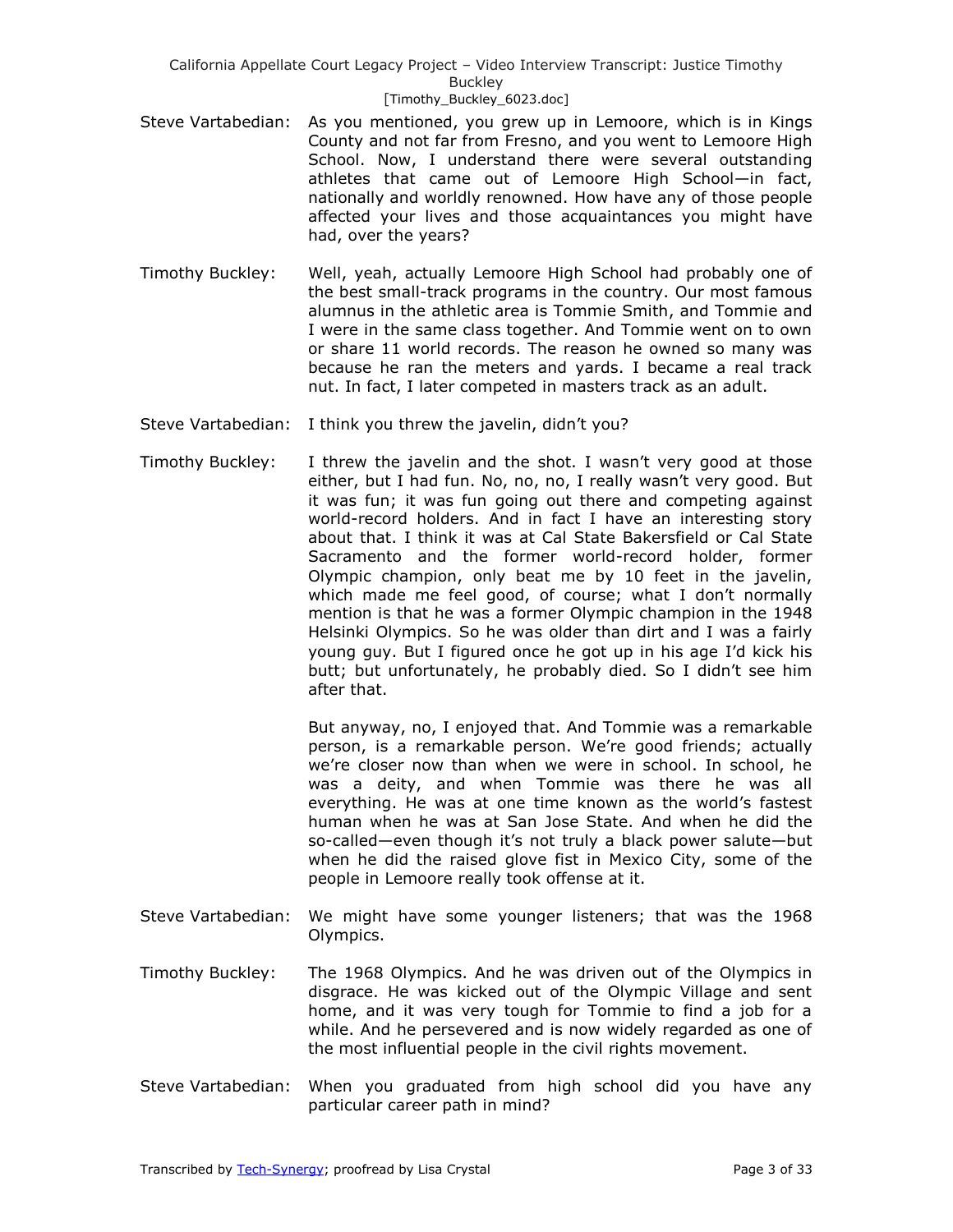Steve Vartabedian: As you mentioned, you grew up in Lemoore, which is in Kings County and not far from Fresno, and you went to Lemoore High School. Now, I understand there were several outstanding athletes that came out of Lemoore High School—in fact, nationally and worldly renowned. How have any of those people affected your lives and those acquaintances you might have had, over the years?

Timothy Buckley: Well, yeah, actually Lemoore High School had probably one of the best small-track programs in the country. Our most famous alumnus in the athletic area is Tommie Smith, and Tommie and I were in the same class together. And Tommie went on to own or share 11 world records. The reason he owned so many was because he ran the meters and yards. I became a real track nut. In fact, I later competed in masters track as an adult.

Steve Vartabedian: I think you threw the javelin, didn't you?

Timothy Buckley: I threw the javelin and the shot. I wasn't very good at those either, but I had fun. No, no, no, I really wasn't very good. But it was fun; it was fun going out there and competing against world-record holders. And in fact I have an interesting story about that. I think it was at Cal State Bakersfield or Cal State Sacramento and the former world-record holder, former Olympic champion, only beat me by 10 feet in the javelin, which made me feel good, of course; what I don't normally mention is that he was a former Olympic champion in the 1948 Helsinki Olympics. So he was older than dirt and I was a fairly young guy. But I figured once he got up in his age I'd kick his butt; but unfortunately, he probably died. So I didn't see him after that.

But anyway, no, I enjoyed that. And Tommie was a remarkable person, is a remarkable person. We're good friends; actually we're closer now than when we were in school. In school, he was a deity, and when Tommie was there he was all everything. He was at one time known as the world's fastest human when he was at San Jose State. And when he did the so-called—even though it's not truly a black power salute—but when he did the raised glove fist in Mexico City, some of the people in Lemoore really took offense at it.

Steve Vartabedian: We might have some younger listeners; that was the 1968 Olympics.

Timothy Buckley: The 1968 Olympics. And he was driven out of the Olympics in disgrace. He was kicked out of the Olympic Village and sent home, and it was very tough for Tommie to find a job for a while. And he persevered and is now widely regarded as one of the most influential people in the civil rights movement.

Steve Vartabedian: When you graduated from high school did you have any particular career path in mind?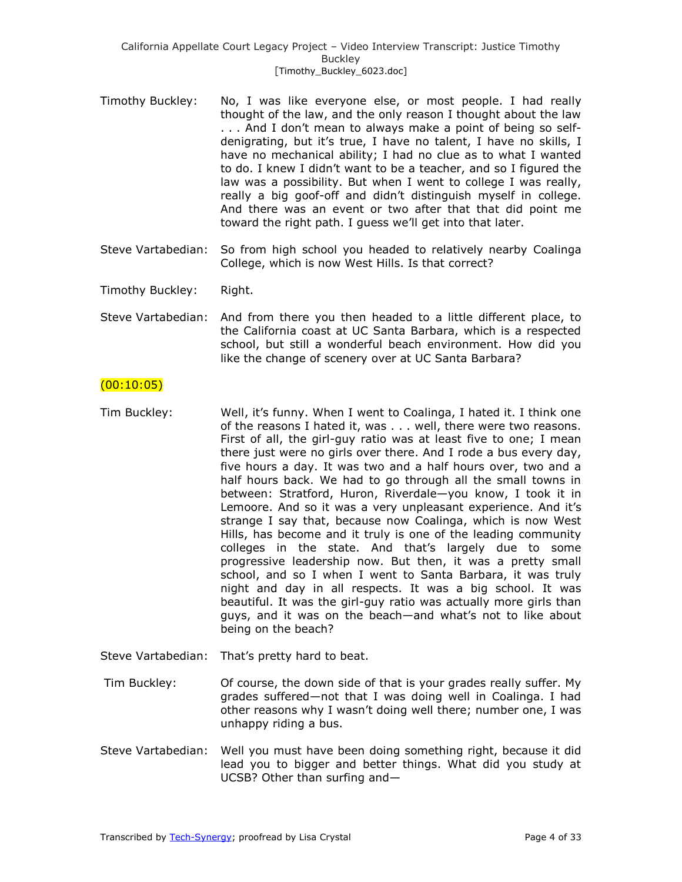Timothy Buckley: No, I was like everyone else, or most people. I had really thought of the law, and the only reason I thought about the law . . . And I don't mean to always make a point of being so self-denigrating, but it's true, I have no talent, I have no skills, I have no mechanical ability; I had no clue as to what I wanted to do. I knew I didn't want to be a teacher, and so I figured the law was a possibility. But when I went to college I was really, really a big goof-off and didn't distinguish myself in college. And there was an event or two after that that did point me toward the right path. I guess we'll get into that later.

Steve Vartabedian: So from high school you headed to relatively nearby Coalinga College, which is now West Hills. Is that correct?

Timothy Buckley: Right.

Steve Vartabedian: And from there you then headed to a little different place, to the California coast at UC Santa Barbara, which is a respected school, but still a wonderful beach environment. How did you like the change of scenery over at UC Santa Barbara?

(00:10:05)

Tim Buckley: Well, it's funny. When I went to Coalinga, I hated it. I think one of the reasons I hated it, was . . . well, there were two reasons. First of all, the girl-guy ratio was at least five to one; I mean there just were no girls over there. And I rode a bus every day, five hours a day. It was two and a half hours over, two and a half hours back. We had to go through all the small towns in between: Stratford, Huron, Riverdale—you know, I took it in Lemoore. And so it was a very unpleasant experience. And it's strange I say that, because now Coalinga, which is now West Hills, has become and it truly is one of the leading community colleges in the state. And that's largely due to some progressive leadership now. But then, it was a pretty small school, and so I when I went to Santa Barbara, it was truly night and day in all respects. It was a big school. It was beautiful. It was the girl-guy ratio was actually more girls than guys, and it was on the beach—and what's not to like about being on the beach?

Steve Vartabedian: That's pretty hard to beat.

Tim Buckley: Of course, the down side of that is your grades really suffer. My grades suffered—not that I was doing well in Coalinga. I had other reasons why I wasn't doing well there; number one, I was unhappy riding a bus.

Steve Vartabedian: Well you must have been doing something right, because it did lead you to bigger and better things. What did you study at UCSB? Other than surfing and—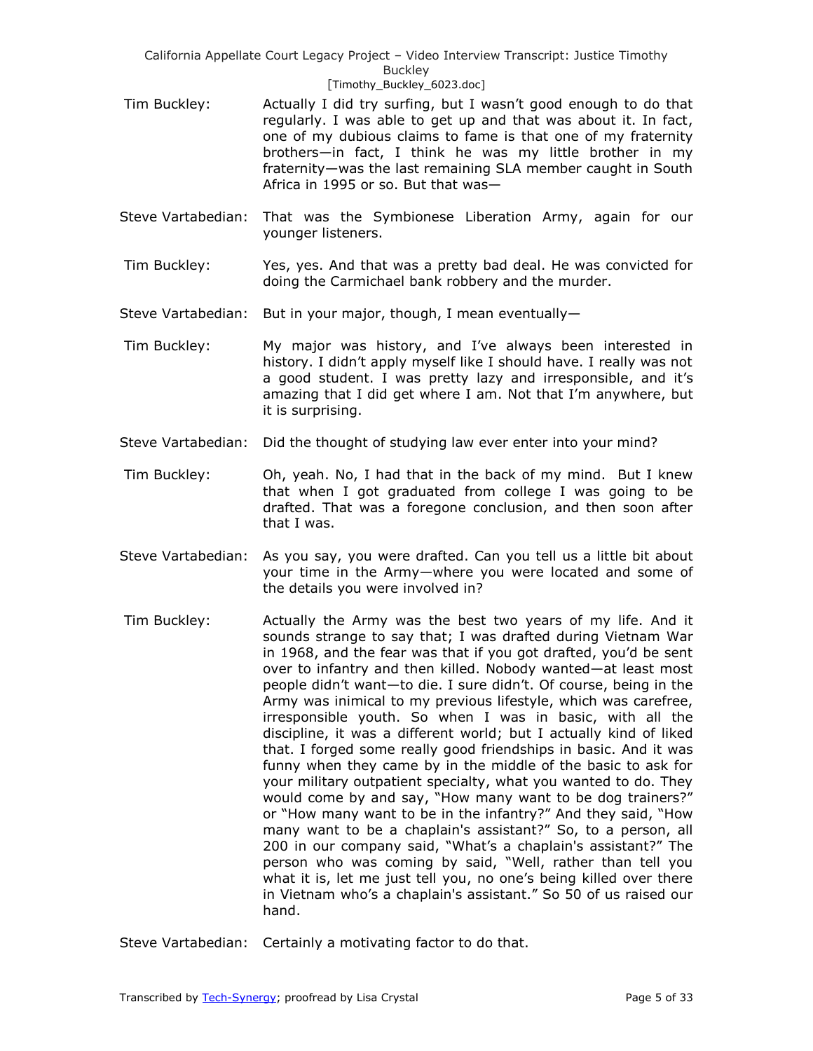Tim Buckley: Actually I did try surfing, but I wasn't good enough to do that regularly. I was able to get up and that was about it. In fact, one of my dubious claims to fame is that one of my fraternity brothers—in fact, I think he was my little brother in my fraternity—was the last remaining SLA member caught in South Africa in 1995 or so. But that was—

Steve Vartabedian: That was the Symbionese Liberation Army, again for our younger listeners.

Tim Buckley: Yes, yes. And that was a pretty bad deal. He was convicted for doing the Carmichael bank robbery and the murder.

Steve Vartabedian: But in your major, though, I mean eventually—

Tim Buckley: My major was history, and I've always been interested in history. I didn't apply myself like I should have. I really was not a good student. I was pretty lazy and irresponsible, and it's amazing that I did get where I am. Not that I'm anywhere, but it is surprising.

Steve Vartabedian: Did the thought of studying law ever enter into your mind?

Tim Buckley: Oh, yeah. No, I had that in the back of my mind. But I knew that when I got graduated from college I was going to be drafted. That was a foregone conclusion, and then soon after that I was.

Steve Vartabedian: As you say, you were drafted. Can you tell us a little bit about your time in the Army—where you were located and some of the details you were involved in?

Tim Buckley: Actually the Army was the best two years of my life. And it sounds strange to say that; I was drafted during Vietnam War in 1968, and the fear was that if you got drafted, you'd be sent over to infantry and then killed. Nobody wanted—at least most people didn't want—to die. I sure didn't. Of course, being in the Army was inimical to my previous lifestyle, which was carefree, irresponsible youth. So when I was in basic, with all the discipline, it was a different world; but I actually kind of liked that. I forged some really good friendships in basic. And it was funny when they came by in the middle of the basic to ask for your military outpatient specialty, what you wanted to do. They would come by and say, "How many want to be dog trainers?" or "How many want to be in the infantry?" And they said, "How many want to be a chaplain's assistant?" So, to a person, all 200 in our company said, "What's a chaplain's assistant?" The person who was coming by said, "Well, rather than tell you what it is, let me just tell you, no one's being killed over there in Vietnam who's a chaplain's assistant." So 50 of us raised our hand.

Steve Vartabedian: Certainly a motivating factor to do that.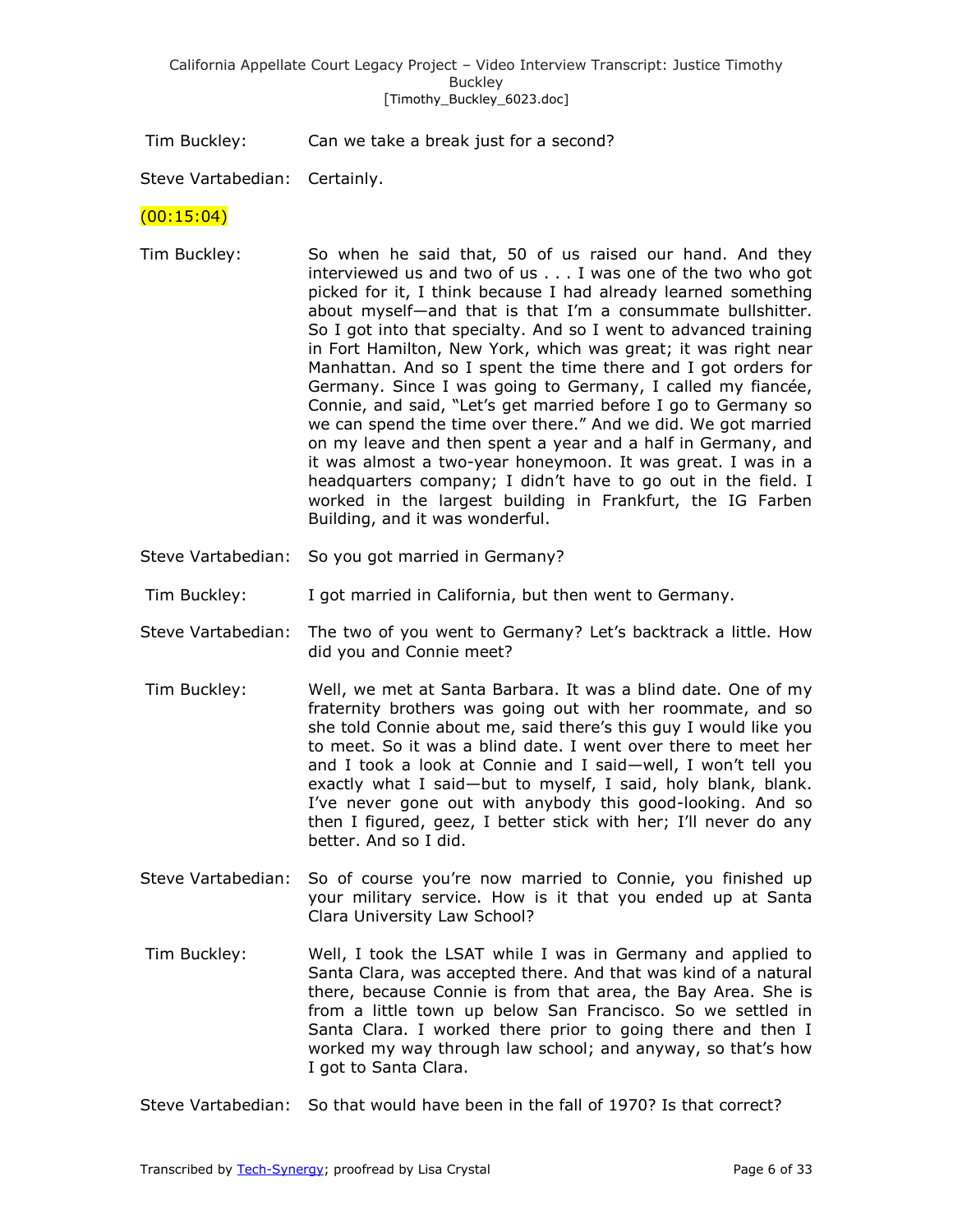Tim Buckley: Can we take a break just for a second?

Steve Vartabedian: Certainly.

(00:15:04)

Tim Buckley: So when he said that, 50 of us raised our hand. And they interviewed us and two of us . . . I was one of the two who got picked for it, I think because I had already learned something about myself—and that is that I'm a consummate bullshitter. So I got into that specialty. And so I went to advanced training in Fort Hamilton, New York, which was great; it was right near Manhattan. And so I spent the time there and I got orders for Germany. Since I was going to Germany, I called my fiancée, Connie, and said, "Let's get married before I go to Germany so we can spend the time over there." And we did. We got married on my leave and then spent a year and a half in Germany, and it was almost a two-year honeymoon. It was great. I was in a headquarters company; I didn't have to go out in the field. I worked in the largest building in Frankfurt, the IG Farben Building, and it was wonderful.

Steve Vartabedian: So you got married in Germany?

Tim Buckley: I got married in California, but then went to Germany.

Steve Vartabedian: The two of you went to Germany? Let's backtrack a little. How did you and Connie meet?

Tim Buckley: Well, we met at Santa Barbara. It was a blind date. One of my fraternity brothers was going out with her roommate, and so she told Connie about me, said there's this guy I would like you to meet. So it was a blind date. I went over there to meet her and I took a look at Connie and I said—well, I won't tell you exactly what I said—but to myself, I said, holy blank, blank. I've never gone out with anybody this good-looking. And so then I figured, geez, I better stick with her; I'll never do any better. And so I did.

Steve Vartabedian: So of course you're now married to Connie, you finished up your military service. How is it that you ended up at Santa Clara University Law School?

Tim Buckley: Well, I took the LSAT while I was in Germany and applied to Santa Clara, was accepted there. And that was kind of a natural there, because Connie is from that area, the Bay Area. She is from a little town up below San Francisco. So we settled in Santa Clara. I worked there prior to going there and then I worked my way through law school; and anyway, so that's how I got to Santa Clara.

Steve Vartabedian: So that would have been in the fall of 1970? Is that correct?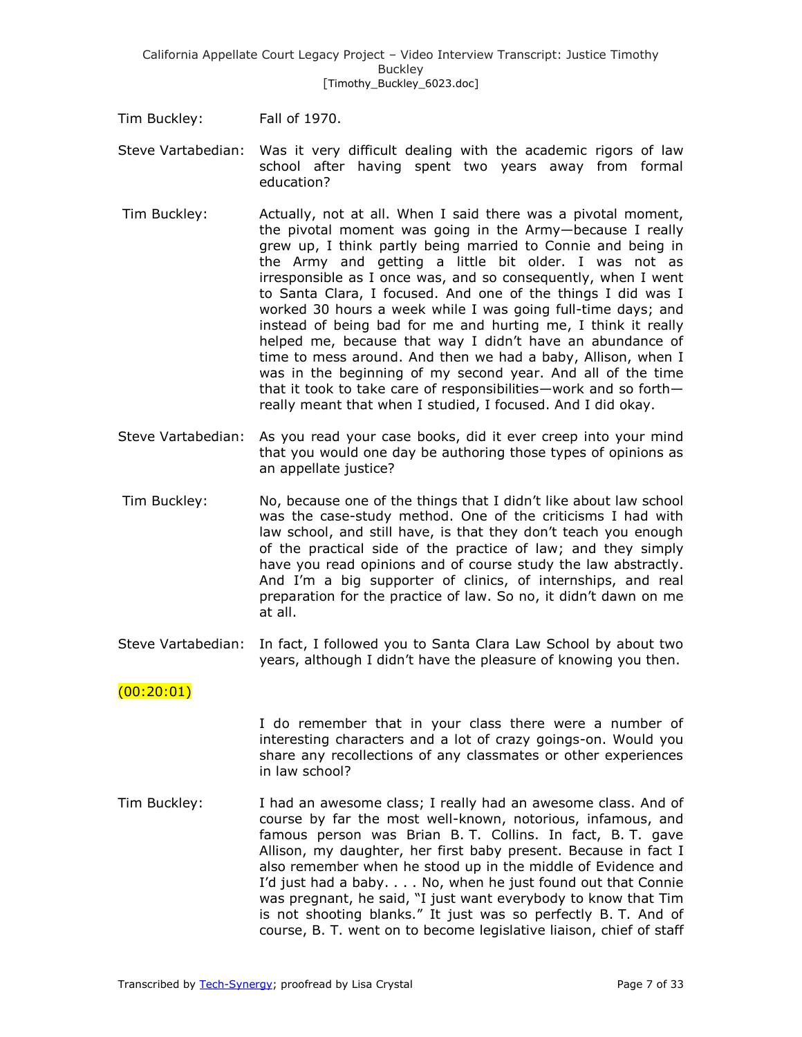Tim Buckley: Fall of 1970.

Steve Vartabedian: Was it very difficult dealing with the academic rigors of law school after having spent two years away from formal education?

Tim Buckley: Actually, not at all. When I said there was a pivotal moment, the pivotal moment was going in the Army—because I really grew up, I think partly being married to Connie and being in the Army and getting a little bit older. I was not as irresponsible as I once was, and so consequently, when I went to Santa Clara, I focused. And one of the things I did was I worked 30 hours a week while I was going full-time days; and instead of being bad for me and hurting me, I think it really helped me, because that way I didn't have an abundance of time to mess around. And then we had a baby, Allison, when I was in the beginning of my second year. And all of the time that it took to take care of responsibilities—work and so forth—really meant that when I studied, I focused. And I did okay.

Steve Vartabedian: As you read your case books, did it ever creep into your mind that you would one day be authoring those types of opinions as an appellate justice?

Tim Buckley: No, because one of the things that I didn't like about law school was the case-study method. One of the criticisms I had with law school, and still have, is that they don't teach you enough of the practical side of the practice of law; and they simply have you read opinions and of course study the law abstractly. And I'm a big supporter of clinics, of internships, and real preparation for the practice of law. So no, it didn't dawn on me at all.

Steve Vartabedian: In fact, I followed you to Santa Clara Law School by about two years, although I didn't have the pleasure of knowing you then.

(00:20:01)

I do remember that in your class there were a number of interesting characters and a lot of crazy goings-on. Would you share any recollections of any classmates or other experiences in law school?

Tim Buckley: I had an awesome class; I really had an awesome class. And of course by far the most well-known, notorious, infamous, and famous person was Brian B. T. Collins. In fact, B. T. gave Allison, my daughter, her first baby present. Because in fact I also remember when he stood up in the middle of Evidence and I'd just had a baby. . . . No, when he just found out that Connie was pregnant, he said, "I just want everybody to know that Tim is not shooting blanks." It just was so perfectly B. T. And of course, B. T. went on to become legislative liaison, chief of staff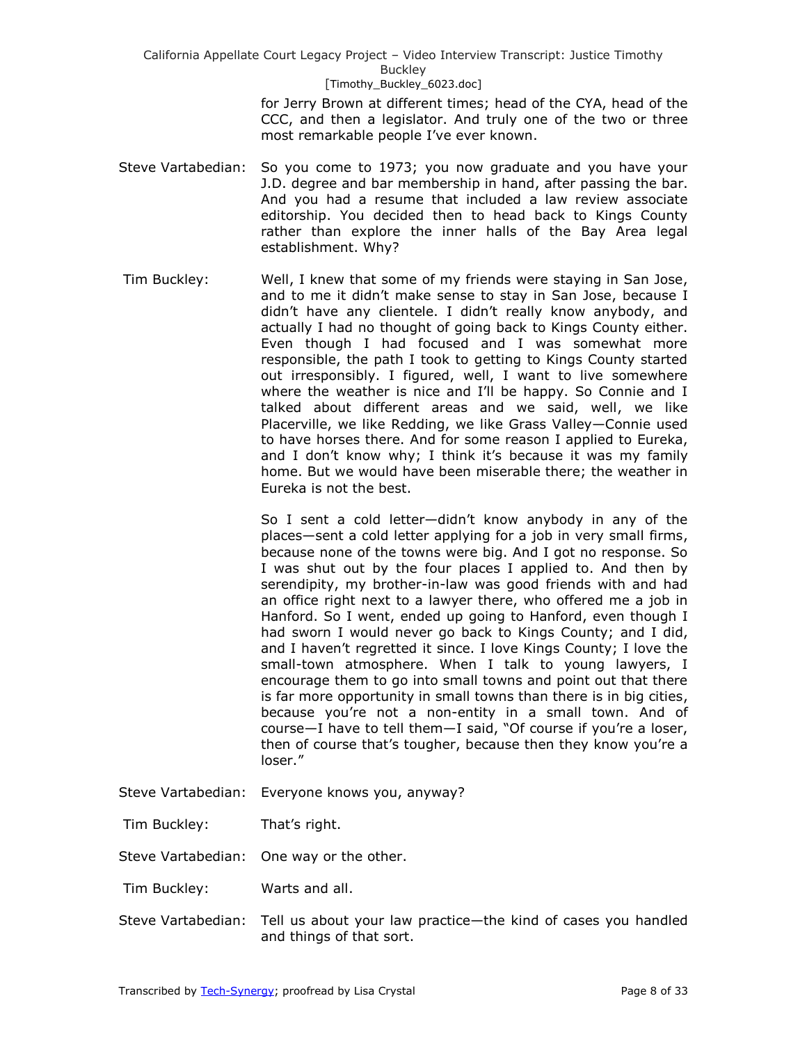for Jerry Brown at different times; head of the CYA, head of the CCC, and then a legislator. And truly one of the two or three most remarkable people I've ever known.

Steve Vartabedian: So you come to 1973; you now graduate and you have your J.D. degree and bar membership in hand, after passing the bar. And you had a resume that included a law review associate editorship. You decided then to head back to Kings County rather than explore the inner halls of the Bay Area legal establishment. Why?

Tim Buckley: Well, I knew that some of my friends were staying in San Jose, and to me it didn't make sense to stay in San Jose, because I didn't have any clientele. I didn't really know anybody, and actually I had no thought of going back to Kings County either. Even though I had focused and I was somewhat more responsible, the path I took to getting to Kings County started out irresponsibly. I figured, well, I want to live somewhere where the weather is nice and I'll be happy. So Connie and I talked about different areas and we said, well, we like Placerville, we like Redding, we like Grass Valley—Connie used to have horses there. And for some reason I applied to Eureka, and I don't know why; I think it's because it was my family home. But we would have been miserable there; the weather in Eureka is not the best.

So I sent a cold letter—didn't know anybody in any of the places—sent a cold letter applying for a job in very small firms, because none of the towns were big. And I got no response. So I was shut out by the four places I applied to. And then by serendipity, my brother-in-law was good friends with and had an office right next to a lawyer there, who offered me a job in Hanford. So I went, ended up going to Hanford, even though I had sworn I would never go back to Kings County; and I did, and I haven't regretted it since. I love Kings County; I love the small-town atmosphere. When I talk to young lawyers, I encourage them to go into small towns and point out that there is far more opportunity in small towns than there is in big cities, because you're not a non-entity in a small town. And of course—I have to tell them—I said, "Of course if you're a loser, then of course that's tougher, because then they know you're a loser."

Steve Vartabedian: Everyone knows you, anyway?

Tim Buckley: That's right.

Steve Vartabedian: One way or the other.

Tim Buckley: Warts and all.

Steve Vartabedian: Tell us about your law practice—the kind of cases you handled and things of that sort.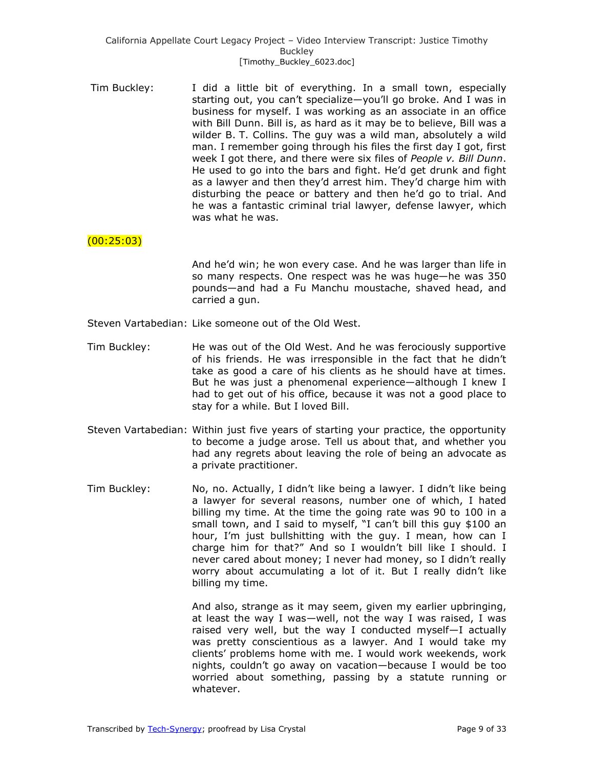Tim Buckley: I did a little bit of everything. In a small town, especially starting out, you can't specialize—you'll go broke. And I was in business for myself. I was working as an associate in an office with Bill Dunn. Bill is, as hard as it may be to believe, Bill was a wilder B. T. Collins. The guy was a wild man, absolutely a wild man. I remember going through his files the first day I got, first week I got there, and there were six files of *People v. Bill Dunn*. He used to go into the bars and fight. He'd get drunk and fight as a lawyer and then they'd arrest him. They'd charge him with disturbing the peace or battery and then he'd go to trial. And he was a fantastic criminal trial lawyer, defense lawyer, which was what he was.

(00:25:03)

And he'd win; he won every case. And he was larger than life in so many respects. One respect was he was huge—he was 350 pounds—and had a Fu Manchu moustache, shaved head, and carried a gun.

Steven Vartabedian: Like someone out of the Old West.

Tim Buckley: He was out of the Old West. And he was ferociously supportive of his friends. He was irresponsible in the fact that he didn't take as good a care of his clients as he should have at times. But he was just a phenomenal experience—although I knew I had to get out of his office, because it was not a good place to stay for a while. But I loved Bill.

Steven Vartabedian: Within just five years of starting your practice, the opportunity to become a judge arose. Tell us about that, and whether you had any regrets about leaving the role of being an advocate as a private practitioner.

Tim Buckley: No, no. Actually, I didn't like being a lawyer. I didn't like being a lawyer for several reasons, number one of which, I hated billing my time. At the time the going rate was 90 to 100 in a small town, and I said to myself, "I can't bill this guy $100 an hour, I'm just bullshitting with the guy. I mean, how can I charge him for that?" And so I wouldn't bill like I should. I never cared about money; I never had money, so I didn't really worry about accumulating a lot of it. But I really didn't like billing my time.

And also, strange as it may seem, given my earlier upbringing, at least the way I was—well, not the way I was raised, I was raised very well, but the way I conducted myself—I actually was pretty conscientious as a lawyer. And I would take my clients' problems home with me. I would work weekends, work nights, couldn't go away on vacation—because I would be too worried about something, passing by a statute running or whatever.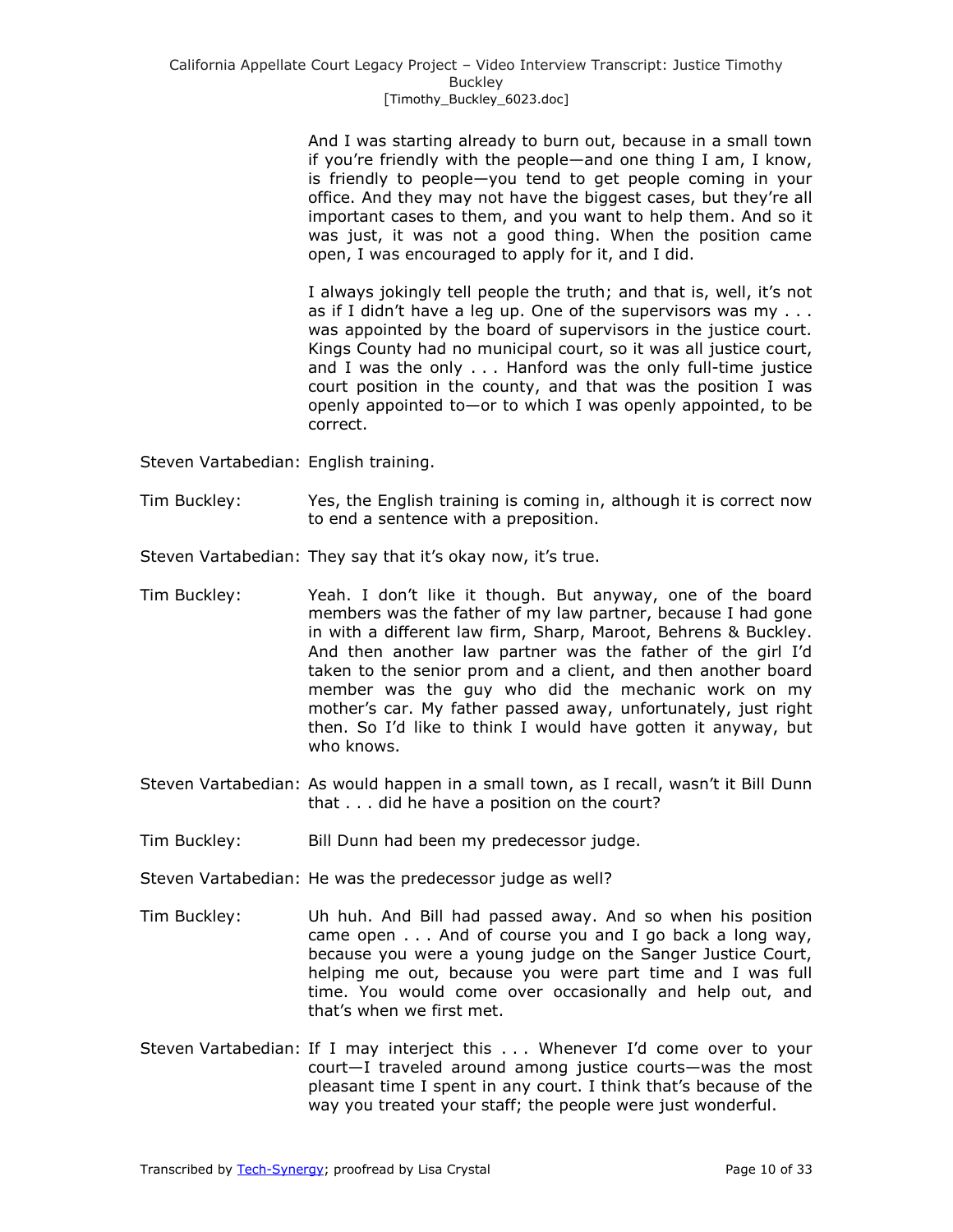And I was starting already to burn out, because in a small town if you're friendly with the people—and one thing I am, I know, is friendly to people—you tend to get people coming in your office. And they may not have the biggest cases, but they're all important cases to them, and you want to help them. And so it was just, it was not a good thing. When the position came open, I was encouraged to apply for it, and I did.

I always jokingly tell people the truth; and that is, well, it's not as if I didn't have a leg up. One of the supervisors was my . . . was appointed by the board of supervisors in the justice court. Kings County had no municipal court, so it was all justice court, and I was the only . . . Hanford was the only full-time justice court position in the county, and that was the position I was openly appointed to—or to which I was openly appointed, to be correct.

Steven Vartabedian: English training.

Tim Buckley: Yes, the English training is coming in, although it is correct now to end a sentence with a preposition.

Steven Vartabedian: They say that it's okay now, it's true.

Tim Buckley: Yeah. I don't like it though. But anyway, one of the board members was the father of my law partner, because I had gone in with a different law firm, Sharp, Maroot, Behrens & Buckley. And then another law partner was the father of the girl I'd taken to the senior prom and a client, and then another board member was the guy who did the mechanic work on my mother's car. My father passed away, unfortunately, just right then. So I'd like to think I would have gotten it anyway, but who knows.

Steven Vartabedian: As would happen in a small town, as I recall, wasn't it Bill Dunn that . . . did he have a position on the court?

Tim Buckley: Bill Dunn had been my predecessor judge.

Steven Vartabedian: He was the predecessor judge as well?

Tim Buckley: Uh huh. And Bill had passed away. And so when his position came open . . . And of course you and I go back a long way, because you were a young judge on the Sanger Justice Court, helping me out, because you were part time and I was full time. You would come over occasionally and help out, and that's when we first met.

Steven Vartabedian: If I may interject this . . . Whenever I'd come over to your court—I traveled around among justice courts—was the most pleasant time I spent in any court. I think that's because of the way you treated your staff; the people were just wonderful.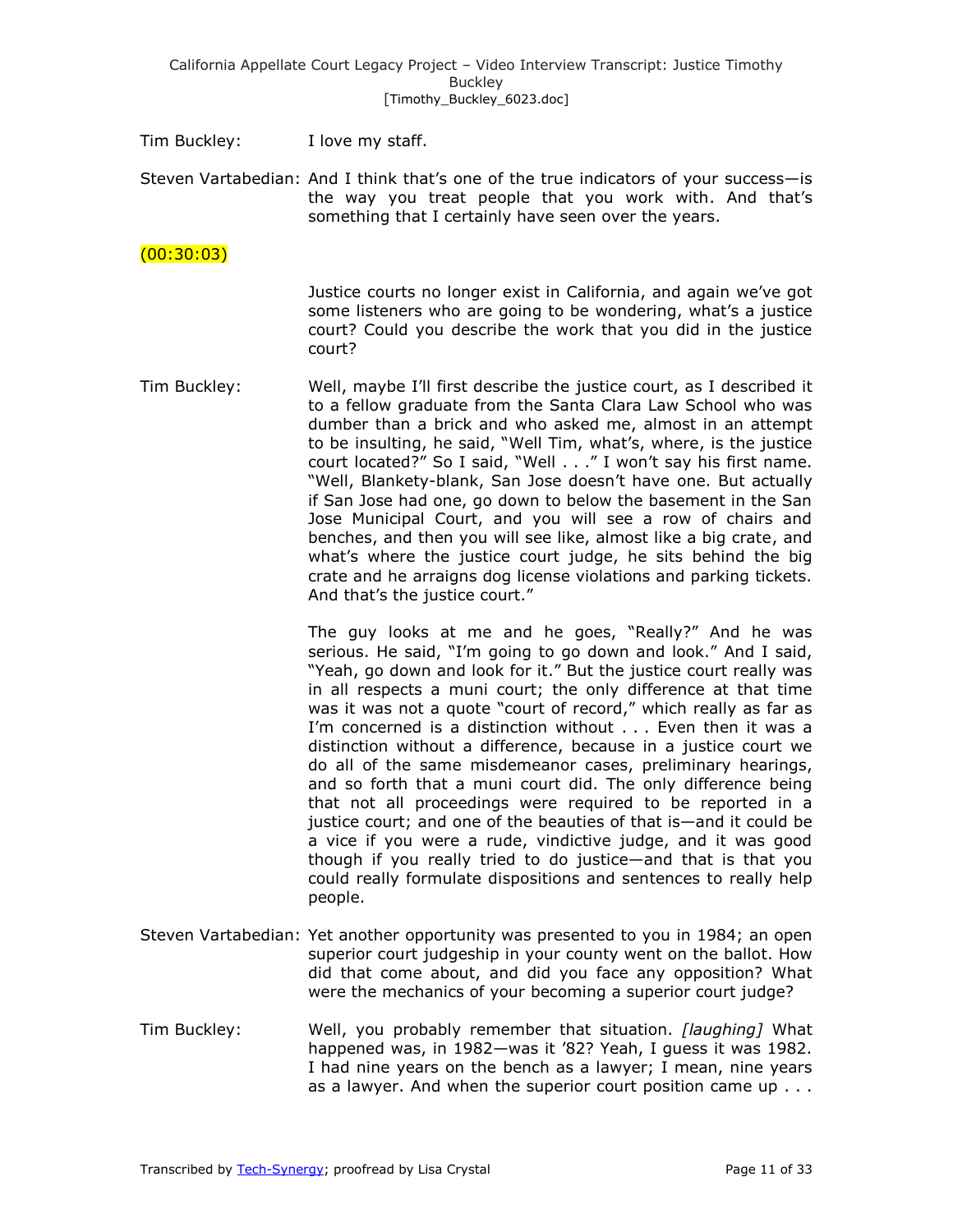Tim Buckley: I love my staff.

Steven Vartabedian: And I think that's one of the true indicators of your success—is the way you treat people that you work with. And that's something that I certainly have seen over the years.

(00:30:03)

Justice courts no longer exist in California, and again we've got some listeners who are going to be wondering, what's a justice court? Could you describe the work that you did in the justice court?

Tim Buckley: Well, maybe I'll first describe the justice court, as I described it to a fellow graduate from the Santa Clara Law School who was dumber than a brick and who asked me, almost in an attempt to be insulting, he said, "Well Tim, what's, where, is the justice court located?" So I said, "Well . . ." I won't say his first name. "Well, Blankety-blank, San Jose doesn't have one. But actually if San Jose had one, go down to below the basement in the San Jose Municipal Court, and you will see a row of chairs and benches, and then you will see like, almost like a big crate, and what's where the justice court judge, he sits behind the big crate and he arraigns dog license violations and parking tickets. And that's the justice court."

The guy looks at me and he goes, "Really?" And he was serious. He said, "I'm going to go down and look." And I said, "Yeah, go down and look for it." But the justice court really was in all respects a muni court; the only difference at that time was it was not a quote "court of record," which really as far as I'm concerned is a distinction without . . . Even then it was a distinction without a difference, because in a justice court we do all of the same misdemeanor cases, preliminary hearings, and so forth that a muni court did. The only difference being that not all proceedings were required to be reported in a justice court; and one of the beauties of that is—and it could be a vice if you were a rude, vindictive judge, and it was good though if you really tried to do justice—and that is that you could really formulate dispositions and sentences to really help people.

Steven Vartabedian: Yet another opportunity was presented to you in 1984; an open superior court judgeship in your county went on the ballot. How did that come about, and did you face any opposition? What were the mechanics of your becoming a superior court judge?

Tim Buckley: Well, you probably remember that situation. *[laughing]* What happened was, in 1982—was it '82? Yeah, I guess it was 1982. I had nine years on the bench as a lawyer; I mean, nine years as a lawyer. And when the superior court position came up . . .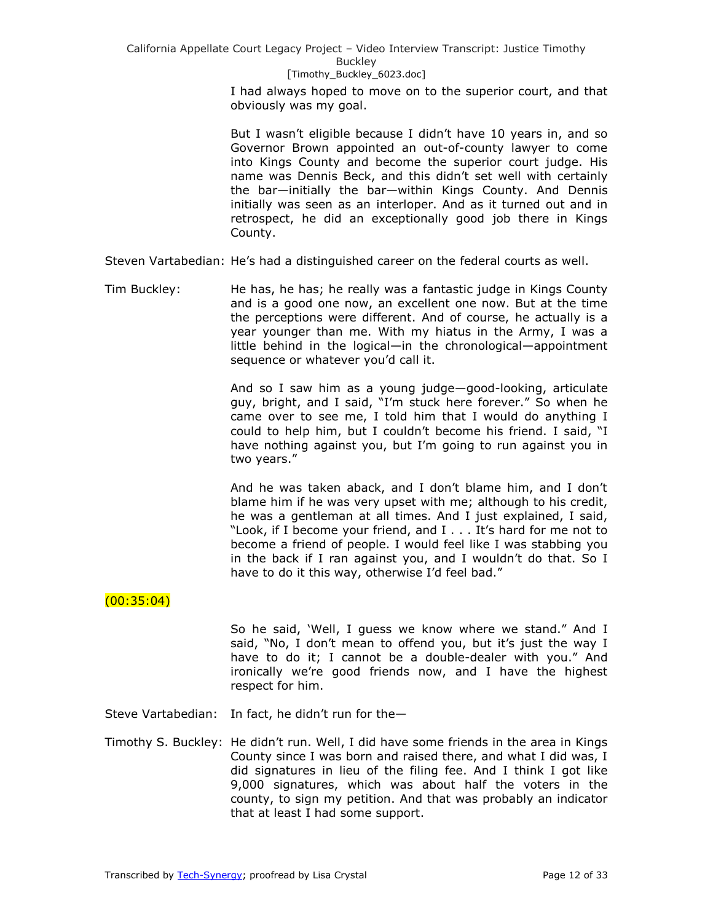I had always hoped to move on to the superior court, and that obviously was my goal.

But I wasn't eligible because I didn't have 10 years in, and so Governor Brown appointed an out-of-county lawyer to come into Kings County and become the superior court judge. His name was Dennis Beck, and this didn't set well with certainly the bar—initially the bar—within Kings County. And Dennis initially was seen as an interloper. And as it turned out and in retrospect, he did an exceptionally good job there in Kings County.

Steven Vartabedian: He's had a distinguished career on the federal courts as well.

Tim Buckley: He has, he has; he really was a fantastic judge in Kings County and is a good one now, an excellent one now. But at the time the perceptions were different. And of course, he actually is a year younger than me. With my hiatus in the Army, I was a little behind in the logical—in the chronological—appointment sequence or whatever you'd call it.

And so I saw him as a young judge—good-looking, articulate guy, bright, and I said, "I'm stuck here forever." So when he came over to see me, I told him that I would do anything I could to help him, but I couldn't become his friend. I said, "I have nothing against you, but I'm going to run against you in two years."

And he was taken aback, and I don't blame him, and I don't blame him if he was very upset with me; although to his credit, he was a gentleman at all times. And I just explained, I said, "Look, if I become your friend, and I . . . It's hard for me not to become a friend of people. I would feel like I was stabbing you in the back if I ran against you, and I wouldn't do that. So I have to do it this way, otherwise I'd feel bad."

(00:35:04)

So he said, 'Well, I guess we know where we stand." And I said, "No, I don't mean to offend you, but it's just the way I have to do it; I cannot be a double-dealer with you." And ironically we're good friends now, and I have the highest respect for him.

Steve Vartabedian: In fact, he didn't run for the—

Timothy S. Buckley: He didn't run. Well, I did have some friends in the area in Kings County since I was born and raised there, and what I did was, I did signatures in lieu of the filing fee. And I think I got like 9,000 signatures, which was about half the voters in the county, to sign my petition. And that was probably an indicator that at least I had some support.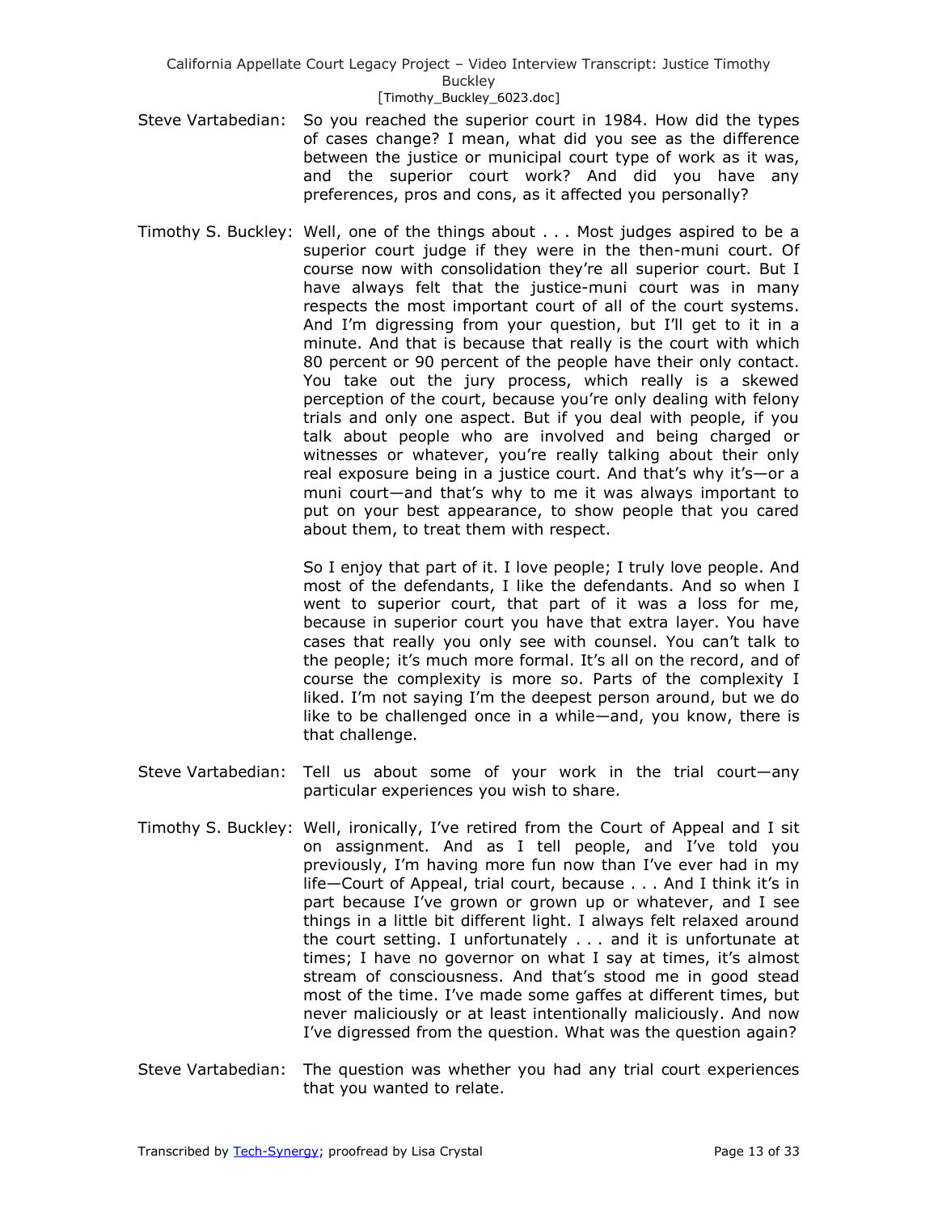Steve Vartabedian: So you reached the superior court in 1984. How did the types of cases change? I mean, what did you see as the difference between the justice or municipal court type of work as it was, and the superior court work? And did you have any preferences, pros and cons, as it affected you personally?

Timothy S. Buckley: Well, one of the things about . . . Most judges aspired to be a superior court judge if they were in the then-muni court. Of course now with consolidation they're all superior court. But I have always felt that the justice-muni court was in many respects the most important court of all of the court systems. And I'm digressing from your question, but I'll get to it in a minute. And that is because that really is the court with which 80 percent or 90 percent of the people have their only contact. You take out the jury process, which really is a skewed perception of the court, because you're only dealing with felony trials and only one aspect. But if you deal with people, if you talk about people who are involved and being charged or witnesses or whatever, you're really talking about their only real exposure being in a justice court. And that's why it's—or a muni court—and that's why to me it was always important to put on your best appearance, to show people that you cared about them, to treat them with respect.

So I enjoy that part of it. I love people; I truly love people. And most of the defendants, I like the defendants. And so when I went to superior court, that part of it was a loss for me, because in superior court you have that extra layer. You have cases that really you only see with counsel. You can't talk to the people; it's much more formal. It's all on the record, and of course the complexity is more so. Parts of the complexity I liked. I'm not saying I'm the deepest person around, but we do like to be challenged once in a while—and, you know, there is that challenge.

Steve Vartabedian: Tell us about some of your work in the trial court—any particular experiences you wish to share.

Timothy S. Buckley: Well, ironically, I've retired from the Court of Appeal and I sit on assignment. And as I tell people, and I've told you previously, I'm having more fun now than I've ever had in my life—Court of Appeal, trial court, because . . . And I think it's in part because I've grown or grown up or whatever, and I see things in a little bit different light. I always felt relaxed around the court setting. I unfortunately . . . and it is unfortunate at times; I have no governor on what I say at times, it's almost stream of consciousness. And that's stood me in good stead most of the time. I've made some gaffes at different times, but never maliciously or at least intentionally maliciously. And now I've digressed from the question. What was the question again?

Steve Vartabedian: The question was whether you had any trial court experiences that you wanted to relate.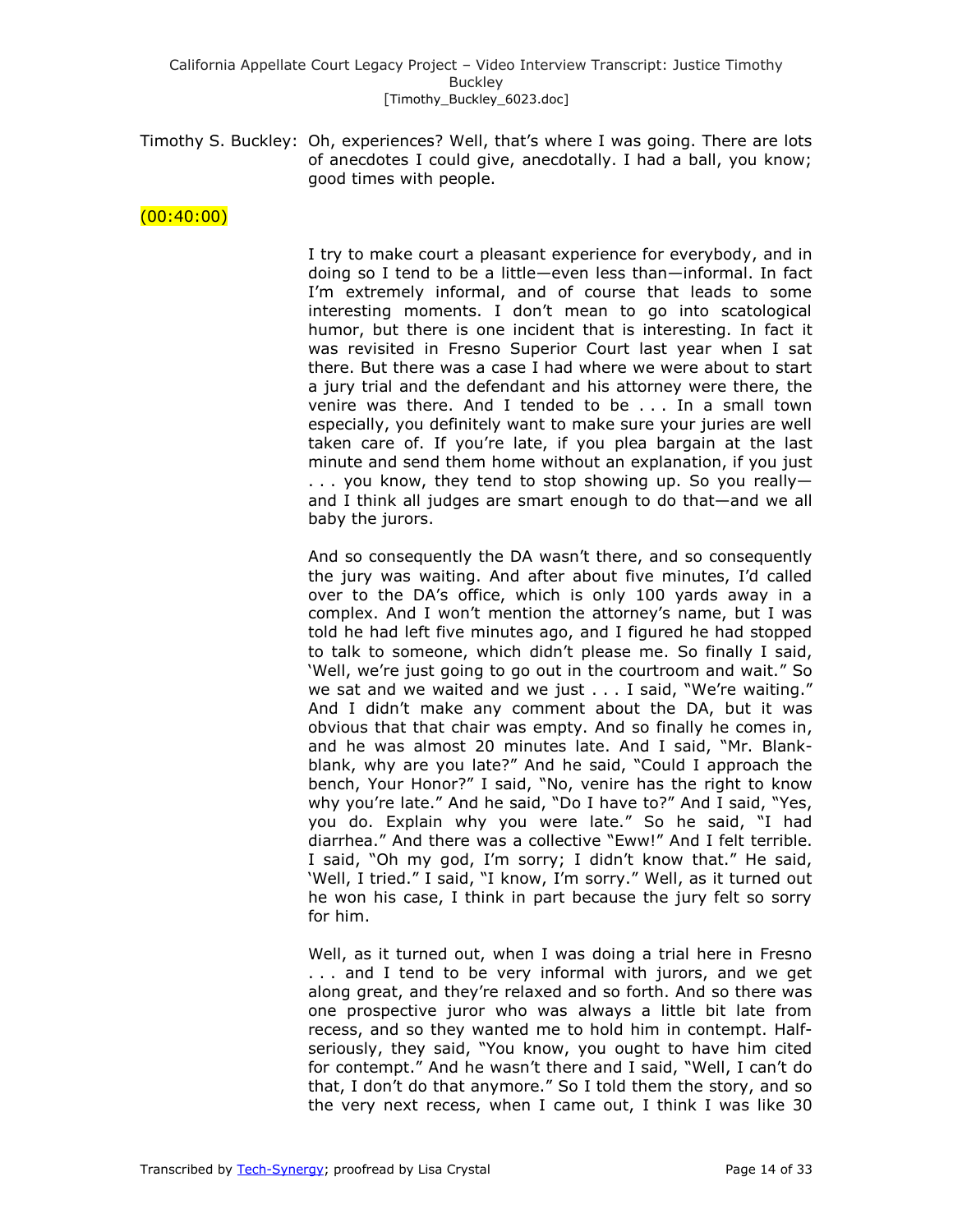Timothy S. Buckley: Oh, experiences? Well, that's where I was going. There are lots of anecdotes I could give, anecdotally. I had a ball, you know; good times with people.

(00:40:00)

I try to make court a pleasant experience for everybody, and in doing so I tend to be a little—even less than—informal. In fact I'm extremely informal, and of course that leads to some interesting moments. I don't mean to go into scatological humor, but there is one incident that is interesting. In fact it was revisited in Fresno Superior Court last year when I sat there. But there was a case I had where we were about to start a jury trial and the defendant and his attorney were there, the venire was there. And I tended to be . . . In a small town especially, you definitely want to make sure your juries are well taken care of. If you're late, if you plea bargain at the last minute and send them home without an explanation, if you just . . . you know, they tend to stop showing up. So you really—and I think all judges are smart enough to do that—and we all baby the jurors.

And so consequently the DA wasn't there, and so consequently the jury was waiting. And after about five minutes, I'd called over to the DA's office, which is only 100 yards away in a complex. And I won't mention the attorney's name, but I was told he had left five minutes ago, and I figured he had stopped to talk to someone, which didn't please me. So finally I said, 'Well, we're just going to go out in the courtroom and wait." So we sat and we waited and we just . . . I said, "We're waiting." And I didn't make any comment about the DA, but it was obvious that that chair was empty. And so finally he comes in, and he was almost 20 minutes late. And I said, "Mr. Blank-blank, why are you late?" And he said, "Could I approach the bench, Your Honor?" I said, "No, venire has the right to know why you're late." And he said, "Do I have to?" And I said, "Yes, you do. Explain why you were late." So he said, "I had diarrhea." And there was a collective "Eww!" And I felt terrible. I said, "Oh my god, I'm sorry; I didn't know that." He said, 'Well, I tried." I said, "I know, I'm sorry." Well, as it turned out he won his case, I think in part because the jury felt so sorry for him.

Well, as it turned out, when I was doing a trial here in Fresno . . . and I tend to be very informal with jurors, and we get along great, and they're relaxed and so forth. And so there was one prospective juror who was always a little bit late from recess, and so they wanted me to hold him in contempt. Half-seriously, they said, "You know, you ought to have him cited for contempt." And he wasn't there and I said, "Well, I can't do that, I don't do that anymore." So I told them the story, and so the very next recess, when I came out, I think I was like 30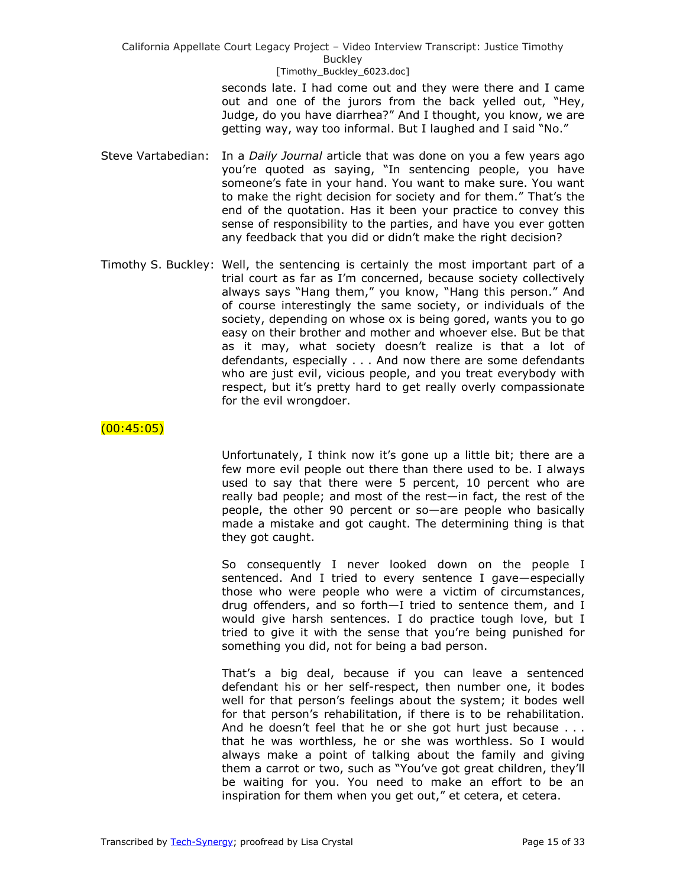seconds late. I had come out and they were there and I came out and one of the jurors from the back yelled out, "Hey, Judge, do you have diarrhea?" And I thought, you know, we are getting way, way too informal. But I laughed and I said "No."

Steve Vartabedian: In a *Daily Journal* article that was done on you a few years ago you're quoted as saying, "In sentencing people, you have someone's fate in your hand. You want to make sure. You want to make the right decision for society and for them." That's the end of the quotation. Has it been your practice to convey this sense of responsibility to the parties, and have you ever gotten any feedback that you did or didn't make the right decision?

Timothy S. Buckley: Well, the sentencing is certainly the most important part of a trial court as far as I'm concerned, because society collectively always says "Hang them," you know, "Hang this person." And of course interestingly the same society, or individuals of the society, depending on whose ox is being gored, wants you to go easy on their brother and mother and whoever else. But be that as it may, what society doesn't realize is that a lot of defendants, especially . . . And now there are some defendants who are just evil, vicious people, and you treat everybody with respect, but it's pretty hard to get really overly compassionate for the evil wrongdoer.

(00:45:05)

Unfortunately, I think now it's gone up a little bit; there are a few more evil people out there than there used to be. I always used to say that there were 5 percent, 10 percent who are really bad people; and most of the rest—in fact, the rest of the people, the other 90 percent or so—are people who basically made a mistake and got caught. The determining thing is that they got caught.

So consequently I never looked down on the people I sentenced. And I tried to every sentence I gave—especially those who were people who were a victim of circumstances, drug offenders, and so forth—I tried to sentence them, and I would give harsh sentences. I do practice tough love, but I tried to give it with the sense that you're being punished for something you did, not for being a bad person.

That's a big deal, because if you can leave a sentenced defendant his or her self-respect, then number one, it bodes well for that person's feelings about the system; it bodes well for that person's rehabilitation, if there is to be rehabilitation. And he doesn't feel that he or she got hurt just because . . . that he was worthless, he or she was worthless. So I would always make a point of talking about the family and giving them a carrot or two, such as "You've got great children, they'll be waiting for you. You need to make an effort to be an inspiration for them when you get out," et cetera, et cetera.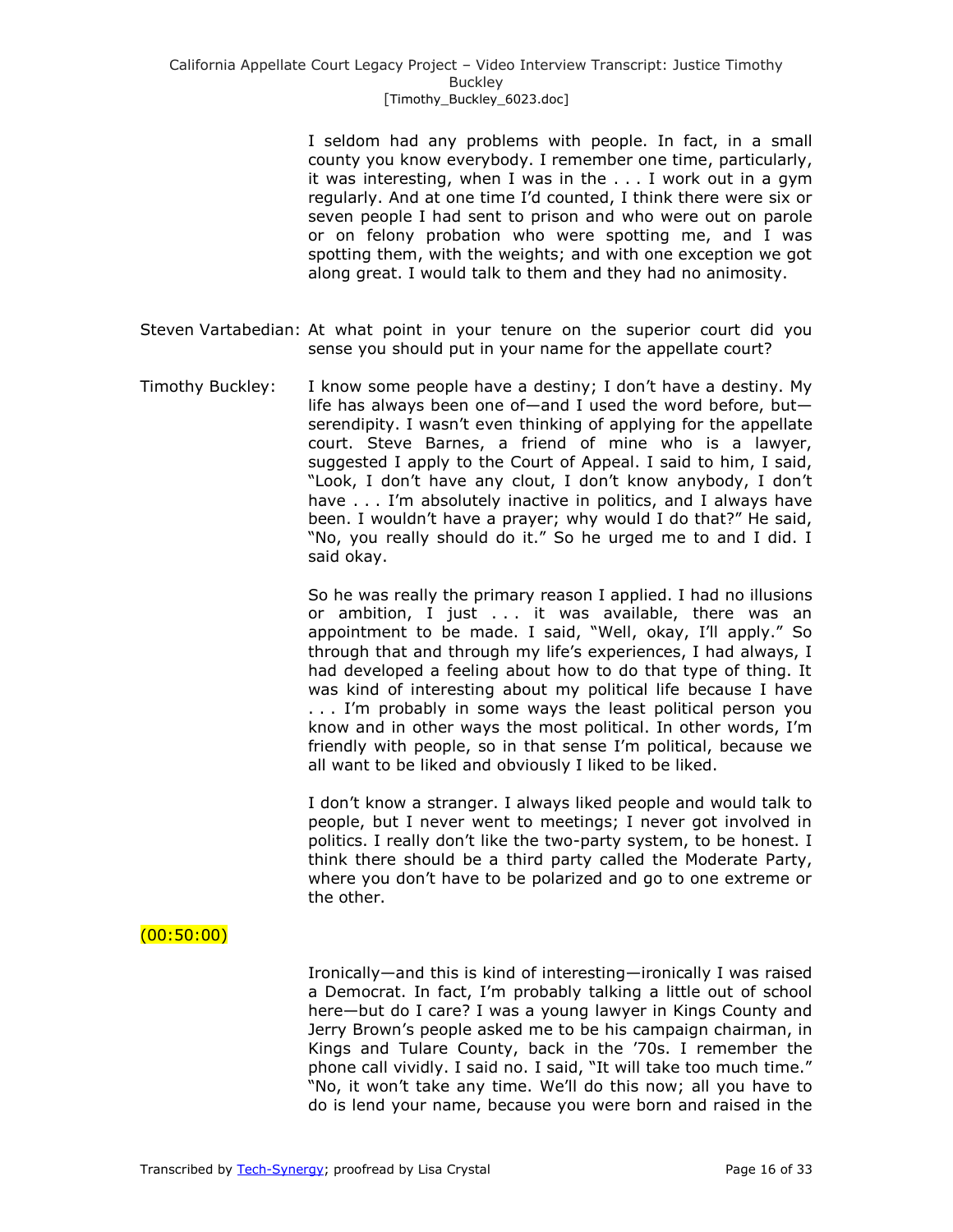I seldom had any problems with people. In fact, in a small county you know everybody. I remember one time, particularly, it was interesting, when I was in the . . . I work out in a gym regularly. And at one time I'd counted, I think there were six or seven people I had sent to prison and who were out on parole or on felony probation who were spotting me, and I was spotting them, with the weights; and with one exception we got along great. I would talk to them and they had no animosity.

Steven Vartabedian: At what point in your tenure on the superior court did you sense you should put in your name for the appellate court?

Timothy Buckley: I know some people have a destiny; I don't have a destiny. My life has always been one of—and I used the word before, but—serendipity. I wasn't even thinking of applying for the appellate court. Steve Barnes, a friend of mine who is a lawyer, suggested I apply to the Court of Appeal. I said to him, I said, "Look, I don't have any clout, I don't know anybody, I don't have . . . I'm absolutely inactive in politics, and I always have been. I wouldn't have a prayer; why would I do that?" He said, "No, you really should do it." So he urged me to and I did. I said okay.

So he was really the primary reason I applied. I had no illusions or ambition, I just . . . it was available, there was an appointment to be made. I said, "Well, okay, I'll apply." So through that and through my life's experiences, I had always, I had developed a feeling about how to do that type of thing. It was kind of interesting about my political life because I have . . . I'm probably in some ways the least political person you know and in other ways the most political. In other words, I'm friendly with people, so in that sense I'm political, because we all want to be liked and obviously I liked to be liked.

I don't know a stranger. I always liked people and would talk to people, but I never went to meetings; I never got involved in politics. I really don't like the two-party system, to be honest. I think there should be a third party called the Moderate Party, where you don't have to be polarized and go to one extreme or the other.

(00:50:00)

Ironically—and this is kind of interesting—ironically I was raised a Democrat. In fact, I'm probably talking a little out of school here—but do I care? I was a young lawyer in Kings County and Jerry Brown's people asked me to be his campaign chairman, in Kings and Tulare County, back in the '70s. I remember the phone call vividly. I said no. I said, "It will take too much time." "No, it won't take any time. We'll do this now; all you have to do is lend your name, because you were born and raised in the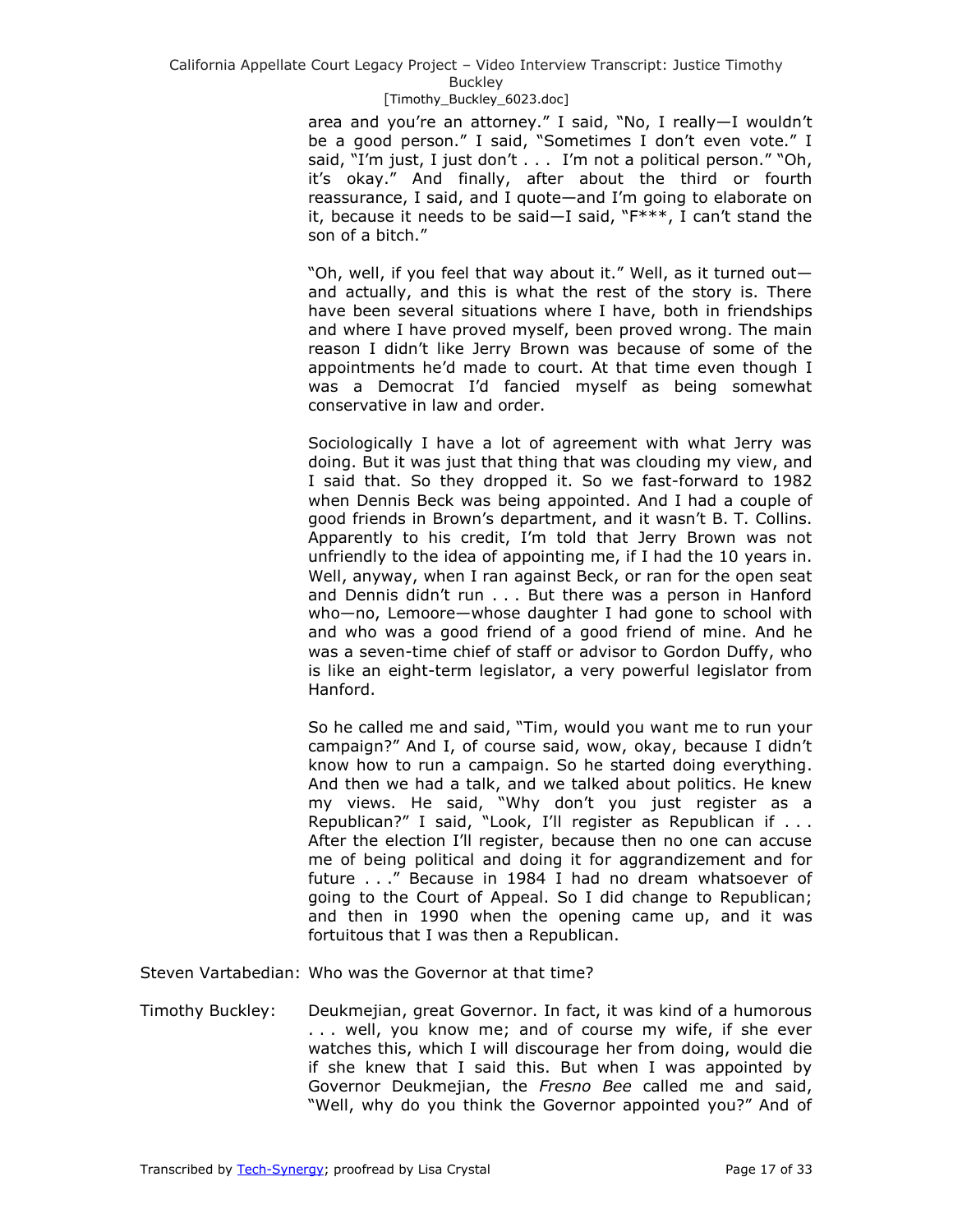area and you're an attorney." I said, "No, I really—I wouldn't be a good person." I said, "Sometimes I don't even vote." I said, "I'm just, I just don't . . . I'm not a political person." "Oh, it's okay." And finally, after about the third or fourth reassurance, I said, and I quote—and I'm going to elaborate on it, because it needs to be said—I said, "F***, I can't stand the son of a bitch."

"Oh, well, if you feel that way about it." Well, as it turned out—and actually, and this is what the rest of the story is. There have been several situations where I have, both in friendships and where I have proved myself, been proved wrong. The main reason I didn't like Jerry Brown was because of some of the appointments he'd made to court. At that time even though I was a Democrat I'd fancied myself as being somewhat conservative in law and order.

Sociologically I have a lot of agreement with what Jerry was doing. But it was just that thing that was clouding my view, and I said that. So they dropped it. So we fast-forward to 1982 when Dennis Beck was being appointed. And I had a couple of good friends in Brown's department, and it wasn't B. T. Collins. Apparently to his credit, I'm told that Jerry Brown was not unfriendly to the idea of appointing me, if I had the 10 years in. Well, anyway, when I ran against Beck, or ran for the open seat and Dennis didn't run . . . But there was a person in Hanford who—no, Lemoore—whose daughter I had gone to school with and who was a good friend of a good friend of mine. And he was a seven-time chief of staff or advisor to Gordon Duffy, who is like an eight-term legislator, a very powerful legislator from Hanford.

So he called me and said, "Tim, would you want me to run your campaign?" And I, of course said, wow, okay, because I didn't know how to run a campaign. So he started doing everything. And then we had a talk, and we talked about politics. He knew my views. He said, "Why don't you just register as a Republican?" I said, "Look, I'll register as Republican if . . . After the election I'll register, because then no one can accuse me of being political and doing it for aggrandizement and for future . . ." Because in 1984 I had no dream whatsoever of going to the Court of Appeal. So I did change to Republican; and then in 1990 when the opening came up, and it was fortuitous that I was then a Republican.

Steven Vartabedian: Who was the Governor at that time?

Timothy Buckley: Deukmejian, great Governor. In fact, it was kind of a humorous . . . well, you know me; and of course my wife, if she ever watches this, which I will discourage her from doing, would die if she knew that I said this. But when I was appointed by Governor Deukmejian, the *Fresno Bee* called me and said, "Well, why do you think the Governor appointed you?" And of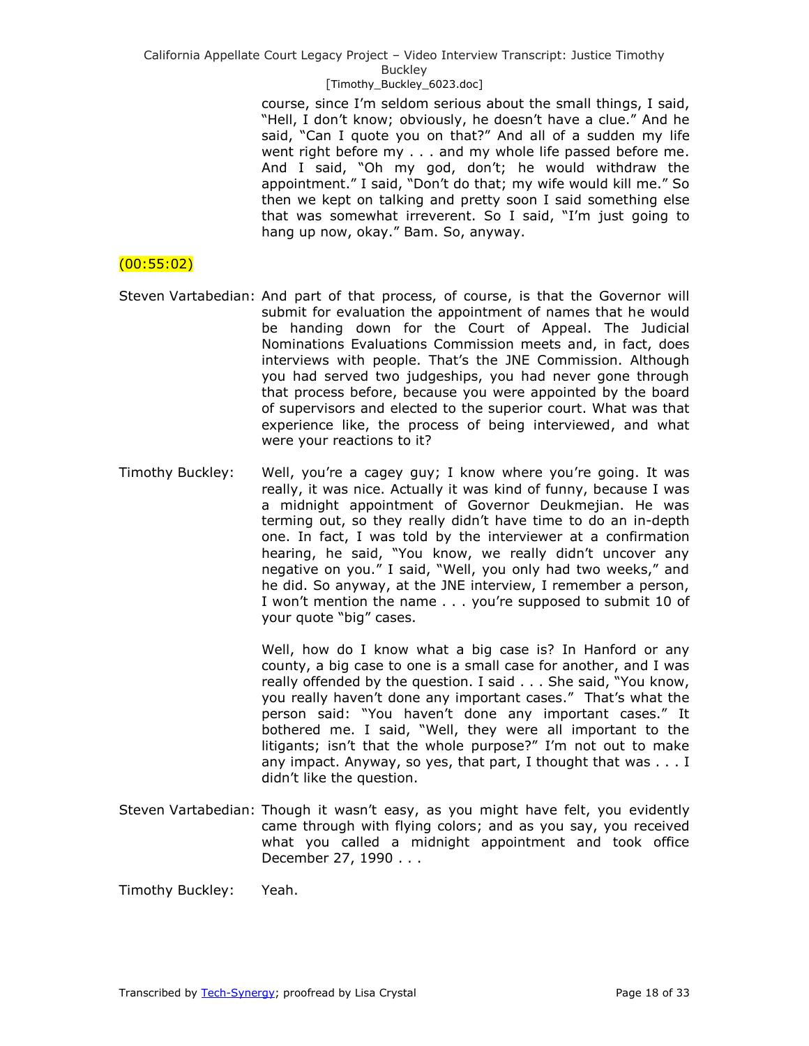course, since I'm seldom serious about the small things, I said, "Hell, I don't know; obviously, he doesn't have a clue." And he said, "Can I quote you on that?" And all of a sudden my life went right before my . . . and my whole life passed before me. And I said, "Oh my god, don't; he would withdraw the appointment." I said, "Don't do that; my wife would kill me." So then we kept on talking and pretty soon I said something else that was somewhat irreverent. So I said, "I'm just going to hang up now, okay." Bam. So, anyway.

(00:55:02)

Steven Vartabedian: And part of that process, of course, is that the Governor will submit for evaluation the appointment of names that he would be handing down for the Court of Appeal. The Judicial Nominations Evaluations Commission meets and, in fact, does interviews with people. That's the JNE Commission. Although you had served two judgeships, you had never gone through that process before, because you were appointed by the board of supervisors and elected to the superior court. What was that experience like, the process of being interviewed, and what were your reactions to it?

Timothy Buckley: Well, you're a cagey guy; I know where you're going. It was really, it was nice. Actually it was kind of funny, because I was a midnight appointment of Governor Deukmejian. He was terming out, so they really didn't have time to do an in-depth one. In fact, I was told by the interviewer at a confirmation hearing, he said, "You know, we really didn't uncover any negative on you." I said, "Well, you only had two weeks," and he did. So anyway, at the JNE interview, I remember a person, I won't mention the name . . . you're supposed to submit 10 of your quote "big" cases.

Well, how do I know what a big case is? In Hanford or any county, a big case to one is a small case for another, and I was really offended by the question. I said . . . She said, "You know, you really haven't done any important cases." That's what the person said: "You haven't done any important cases." It bothered me. I said, "Well, they were all important to the litigants; isn't that the whole purpose?" I'm not out to make any impact. Anyway, so yes, that part, I thought that was . . . I didn't like the question.

Steven Vartabedian: Though it wasn't easy, as you might have felt, you evidently came through with flying colors; and as you say, you received what you called a midnight appointment and took office December 27, 1990 . . .

Timothy Buckley: Yeah.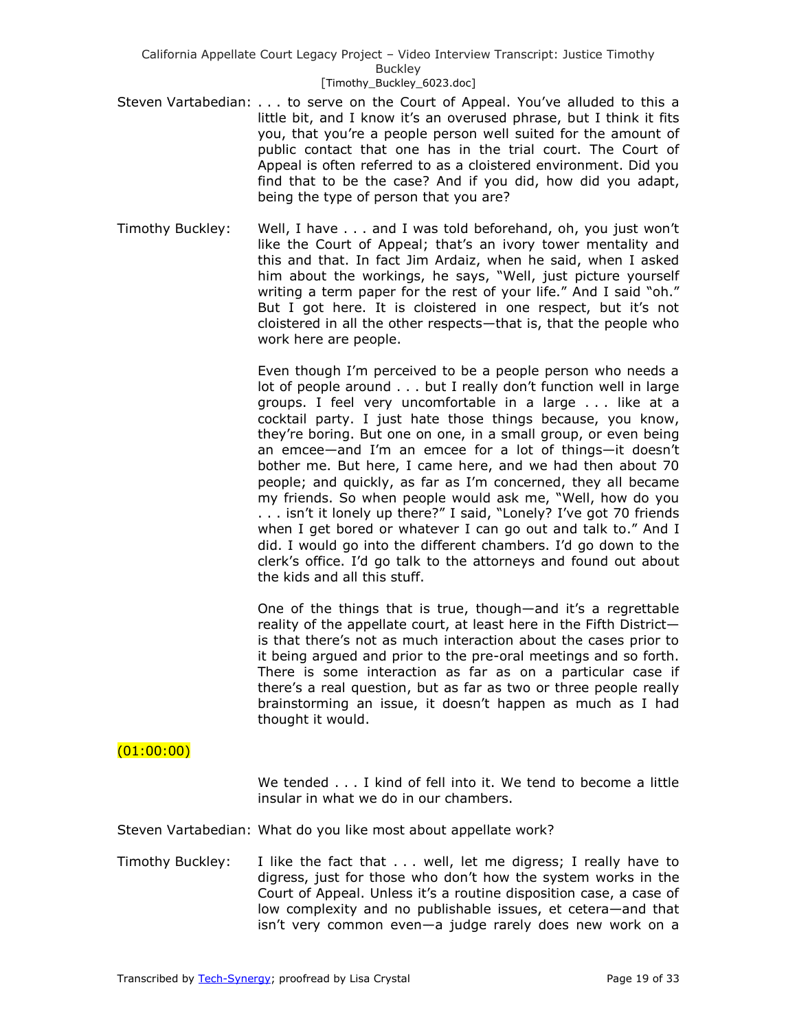Steven Vartabedian: . . . to serve on the Court of Appeal. You've alluded to this a little bit, and I know it's an overused phrase, but I think it fits you, that you're a people person well suited for the amount of public contact that one has in the trial court. The Court of Appeal is often referred to as a cloistered environment. Did you find that to be the case? And if you did, how did you adapt, being the type of person that you are?

Timothy Buckley: Well, I have . . . and I was told beforehand, oh, you just won't like the Court of Appeal; that's an ivory tower mentality and this and that. In fact Jim Ardaiz, when he said, when I asked him about the workings, he says, "Well, just picture yourself writing a term paper for the rest of your life." And I said "oh." But I got here. It is cloistered in one respect, but it's not cloistered in all the other respects—that is, that the people who work here are people.

Even though I'm perceived to be a people person who needs a lot of people around . . . but I really don't function well in large groups. I feel very uncomfortable in a large . . . like at a cocktail party. I just hate those things because, you know, they're boring. But one on one, in a small group, or even being an emcee—and I'm an emcee for a lot of things—it doesn't bother me. But here, I came here, and we had then about 70 people; and quickly, as far as I'm concerned, they all became my friends. So when people would ask me, "Well, how do you . . . isn't it lonely up there?" I said, "Lonely? I've got 70 friends when I get bored or whatever I can go out and talk to." And I did. I would go into the different chambers. I'd go down to the clerk's office. I'd go talk to the attorneys and found out about the kids and all this stuff.

One of the things that is true, though—and it's a regrettable reality of the appellate court, at least here in the Fifth District—is that there's not as much interaction about the cases prior to it being argued and prior to the pre-oral meetings and so forth. There is some interaction as far as on a particular case if there's a real question, but as far as two or three people really brainstorming an issue, it doesn't happen as much as I had thought it would.

(01:00:00)

We tended . . . I kind of fell into it. We tend to become a little insular in what we do in our chambers.

Steven Vartabedian: What do you like most about appellate work?

Timothy Buckley: I like the fact that . . . well, let me digress; I really have to digress, just for those who don't how the system works in the Court of Appeal. Unless it's a routine disposition case, a case of low complexity and no publishable issues, et cetera—and that isn't very common even—a judge rarely does new work on a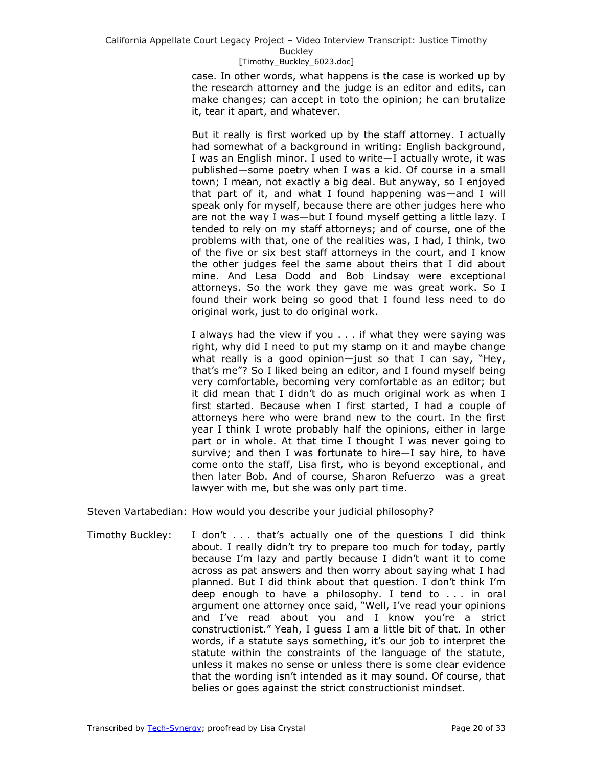case. In other words, what happens is the case is worked up by the research attorney and the judge is an editor and edits, can make changes; can accept in toto the opinion; he can brutalize it, tear it apart, and whatever.

But it really is first worked up by the staff attorney. I actually had somewhat of a background in writing: English background, I was an English minor. I used to write—I actually wrote, it was published—some poetry when I was a kid. Of course in a small town; I mean, not exactly a big deal. But anyway, so I enjoyed that part of it, and what I found happening was—and I will speak only for myself, because there are other judges here who are not the way I was—but I found myself getting a little lazy. I tended to rely on my staff attorneys; and of course, one of the problems with that, one of the realities was, I had, I think, two of the five or six best staff attorneys in the court, and I know the other judges feel the same about theirs that I did about mine. And Lesa Dodd and Bob Lindsay were exceptional attorneys. So the work they gave me was great work. So I found their work being so good that I found less need to do original work, just to do original work.

I always had the view if you . . . if what they were saying was right, why did I need to put my stamp on it and maybe change what really is a good opinion—just so that I can say, "Hey, that's me"? So I liked being an editor, and I found myself being very comfortable, becoming very comfortable as an editor; but it did mean that I didn't do as much original work as when I first started. Because when I first started, I had a couple of attorneys here who were brand new to the court. In the first year I think I wrote probably half the opinions, either in large part or in whole. At that time I thought I was never going to survive; and then I was fortunate to hire—I say hire, to have come onto the staff, Lisa first, who is beyond exceptional, and then later Bob. And of course, Sharon Refuerzo was a great lawyer with me, but she was only part time.

Steven Vartabedian: How would you describe your judicial philosophy?

Timothy Buckley: I don't . . . that's actually one of the questions I did think about. I really didn't try to prepare too much for today, partly because I'm lazy and partly because I didn't want it to come across as pat answers and then worry about saying what I had planned. But I did think about that question. I don't think I'm deep enough to have a philosophy. I tend to . . . in oral argument one attorney once said, "Well, I've read your opinions and I've read about you and I know you're a strict constructionist." Yeah, I guess I am a little bit of that. In other words, if a statute says something, it's our job to interpret the statute within the constraints of the language of the statute, unless it makes no sense or unless there is some clear evidence that the wording isn't intended as it may sound. Of course, that belies or goes against the strict constructionist mindset.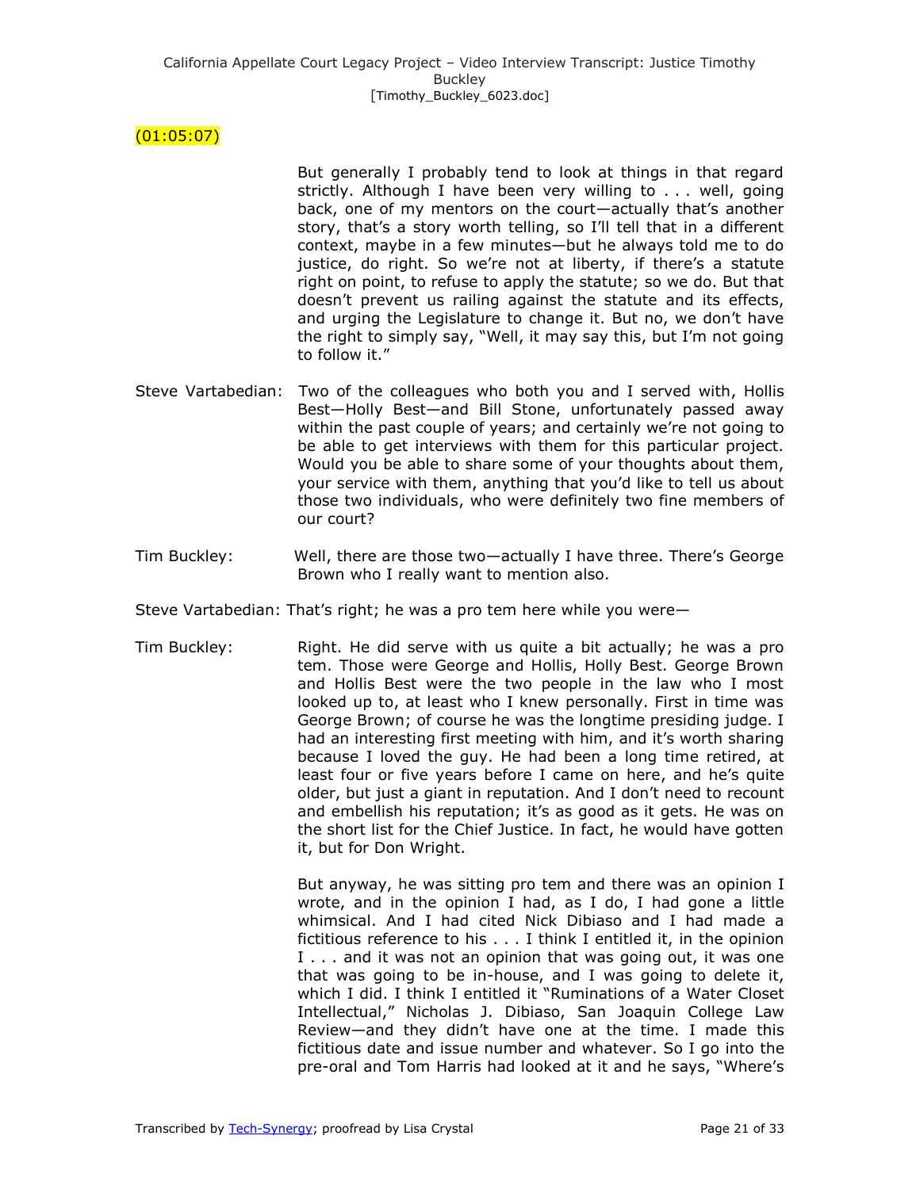(01:05:07)

But generally I probably tend to look at things in that regard strictly. Although I have been very willing to . . . well, going back, one of my mentors on the court—actually that's another story, that's a story worth telling, so I'll tell that in a different context, maybe in a few minutes—but he always told me to do justice, do right. So we're not at liberty, if there's a statute right on point, to refuse to apply the statute; so we do. But that doesn't prevent us railing against the statute and its effects, and urging the Legislature to change it. But no, we don't have the right to simply say, "Well, it may say this, but I'm not going to follow it."

Steve Vartabedian: Two of the colleagues who both you and I served with, Hollis Best—Holly Best—and Bill Stone, unfortunately passed away within the past couple of years; and certainly we're not going to be able to get interviews with them for this particular project. Would you be able to share some of your thoughts about them, your service with them, anything that you'd like to tell us about those two individuals, who were definitely two fine members of our court?

Tim Buckley: Well, there are those two—actually I have three. There's George Brown who I really want to mention also.

Steve Vartabedian: That's right; he was a pro tem here while you were—

Tim Buckley: Right. He did serve with us quite a bit actually; he was a pro tem. Those were George and Hollis, Holly Best. George Brown and Hollis Best were the two people in the law who I most looked up to, at least who I knew personally. First in time was George Brown; of course he was the longtime presiding judge. I had an interesting first meeting with him, and it's worth sharing because I loved the guy. He had been a long time retired, at least four or five years before I came on here, and he's quite older, but just a giant in reputation. And I don't need to recount and embellish his reputation; it's as good as it gets. He was on the short list for the Chief Justice. In fact, he would have gotten it, but for Don Wright.

But anyway, he was sitting pro tem and there was an opinion I wrote, and in the opinion I had, as I do, I had gone a little whimsical. And I had cited Nick Dibiaso and I had made a fictitious reference to his . . . I think I entitled it, in the opinion I . . . and it was not an opinion that was going out, it was one that was going to be in-house, and I was going to delete it, which I did. I think I entitled it "Ruminations of a Water Closet Intellectual," Nicholas J. Dibiaso, San Joaquin College Law Review—and they didn't have one at the time. I made this fictitious date and issue number and whatever. So I go into the pre-oral and Tom Harris had looked at it and he says, "Where's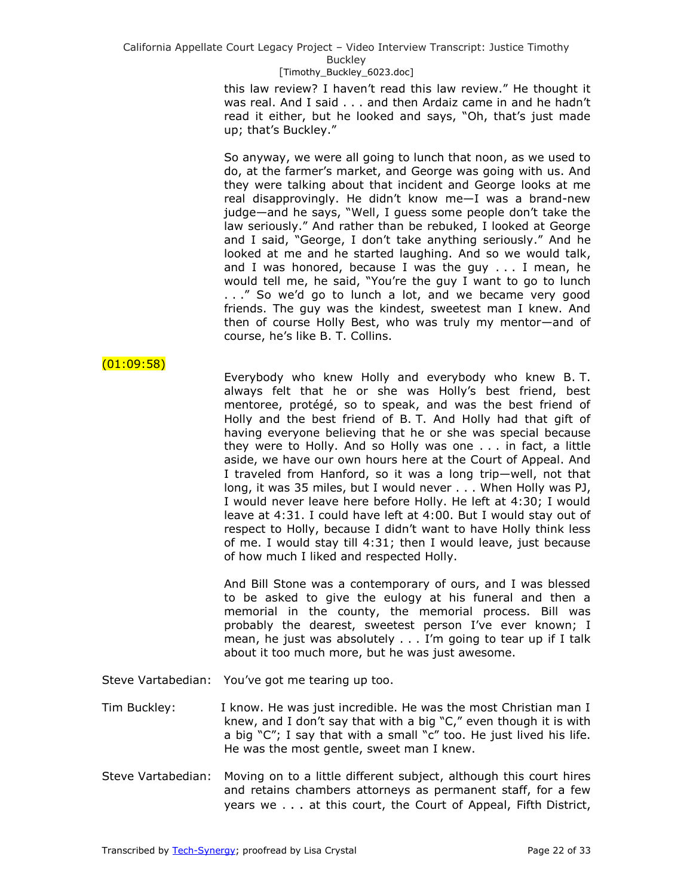this law review? I haven't read this law review." He thought it was real. And I said . . . and then Ardaiz came in and he hadn't read it either, but he looked and says, "Oh, that's just made up; that's Buckley."

So anyway, we were all going to lunch that noon, as we used to do, at the farmer's market, and George was going with us. And they were talking about that incident and George looks at me real disapprovingly. He didn't know me—I was a brand-new judge—and he says, "Well, I guess some people don't take the law seriously." And rather than be rebuked, I looked at George and I said, "George, I don't take anything seriously." And he looked at me and he started laughing. And so we would talk, and I was honored, because I was the guy . . . I mean, he would tell me, he said, "You're the guy I want to go to lunch . . ." So we'd go to lunch a lot, and we became very good friends. The guy was the kindest, sweetest man I knew. And then of course Holly Best, who was truly my mentor—and of course, he's like B. T. Collins.

(01:09:58)

Everybody who knew Holly and everybody who knew B. T. always felt that he or she was Holly's best friend, best mentoree, protégé, so to speak, and was the best friend of Holly and the best friend of B. T. And Holly had that gift of having everyone believing that he or she was special because they were to Holly. And so Holly was one . . . in fact, a little aside, we have our own hours here at the Court of Appeal. And I traveled from Hanford, so it was a long trip—well, not that long, it was 35 miles, but I would never . . . When Holly was PJ, I would never leave here before Holly. He left at 4:30; I would leave at 4:31. I could have left at 4:00. But I would stay out of respect to Holly, because I didn't want to have Holly think less of me. I would stay till 4:31; then I would leave, just because of how much I liked and respected Holly.

And Bill Stone was a contemporary of ours, and I was blessed to be asked to give the eulogy at his funeral and then a memorial in the county, the memorial process. Bill was probably the dearest, sweetest person I've ever known; I mean, he just was absolutely . . . I'm going to tear up if I talk about it too much more, but he was just awesome.

Steve Vartabedian: You've got me tearing up too.

Tim Buckley: I know. He was just incredible. He was the most Christian man I knew, and I don't say that with a big "C," even though it is with a big "C"; I say that with a small "c" too. He just lived his life. He was the most gentle, sweet man I knew.

Steve Vartabedian: Moving on to a little different subject, although this court hires and retains chambers attorneys as permanent staff, for a few years we . . . at this court, the Court of Appeal, Fifth District,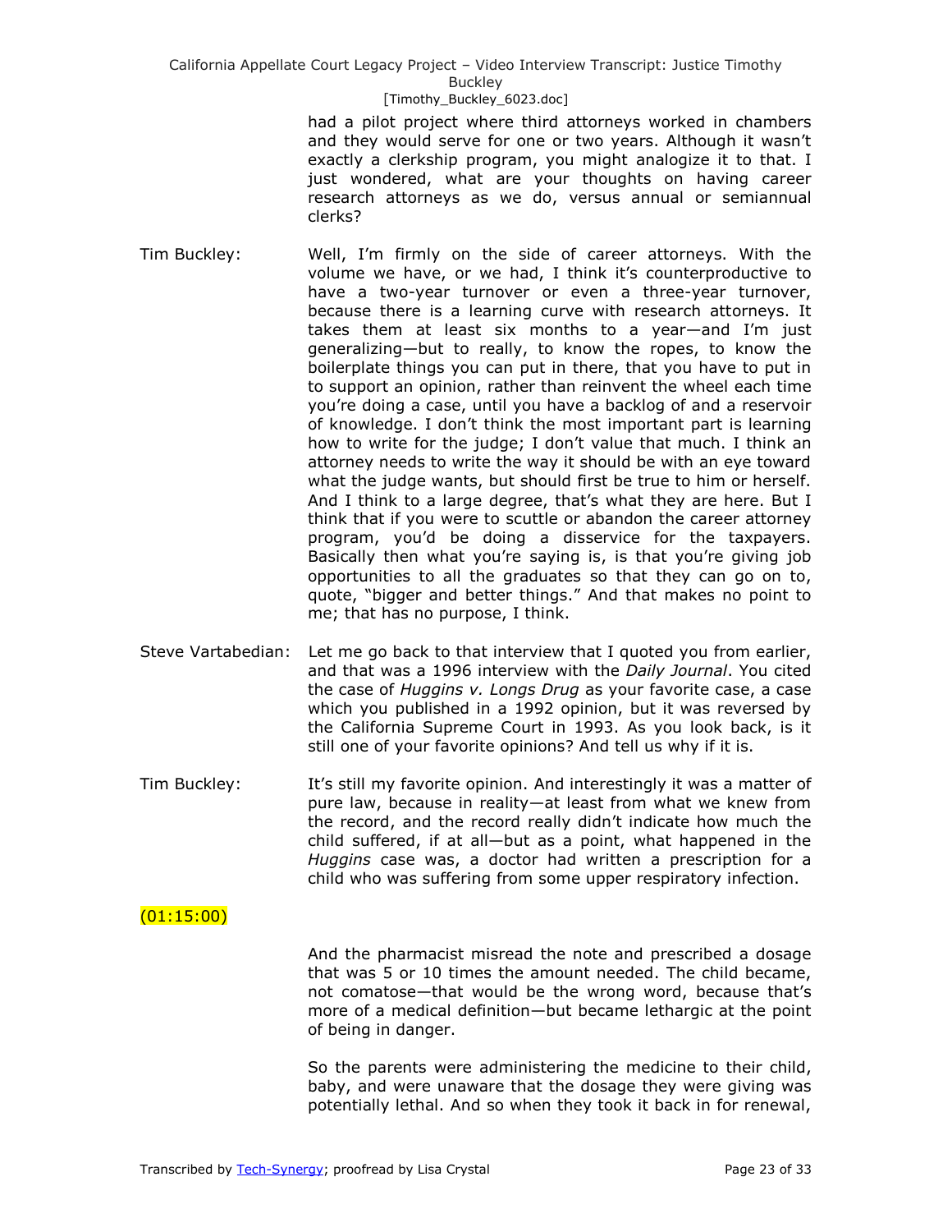had a pilot project where third attorneys worked in chambers and they would serve for one or two years. Although it wasn't exactly a clerkship program, you might analogize it to that. I just wondered, what are your thoughts on having career research attorneys as we do, versus annual or semiannual clerks?

Tim Buckley: Well, I'm firmly on the side of career attorneys. With the volume we have, or we had, I think it's counterproductive to have a two-year turnover or even a three-year turnover, because there is a learning curve with research attorneys. It takes them at least six months to a year—and I'm just generalizing—but to really, to know the ropes, to know the boilerplate things you can put in there, that you have to put in to support an opinion, rather than reinvent the wheel each time you're doing a case, until you have a backlog of and a reservoir of knowledge. I don't think the most important part is learning how to write for the judge; I don't value that much. I think an attorney needs to write the way it should be with an eye toward what the judge wants, but should first be true to him or herself. And I think to a large degree, that's what they are here. But I think that if you were to scuttle or abandon the career attorney program, you'd be doing a disservice for the taxpayers. Basically then what you're saying is, is that you're giving job opportunities to all the graduates so that they can go on to, quote, "bigger and better things." And that makes no point to me; that has no purpose, I think.

Steve Vartabedian: Let me go back to that interview that I quoted you from earlier, and that was a 1996 interview with the *Daily Journal*. You cited the case of *Huggins v. Longs Drug* as your favorite case, a case which you published in a 1992 opinion, but it was reversed by the California Supreme Court in 1993. As you look back, is it still one of your favorite opinions? And tell us why if it is.

Tim Buckley: It's still my favorite opinion. And interestingly it was a matter of pure law, because in reality—at least from what we knew from the record, and the record really didn't indicate how much the child suffered, if at all—but as a point, what happened in the *Huggins* case was, a doctor had written a prescription for a child who was suffering from some upper respiratory infection.

(01:15:00)

And the pharmacist misread the note and prescribed a dosage that was 5 or 10 times the amount needed. The child became, not comatose—that would be the wrong word, because that's more of a medical definition—but became lethargic at the point of being in danger.

So the parents were administering the medicine to their child, baby, and were unaware that the dosage they were giving was potentially lethal. And so when they took it back in for renewal,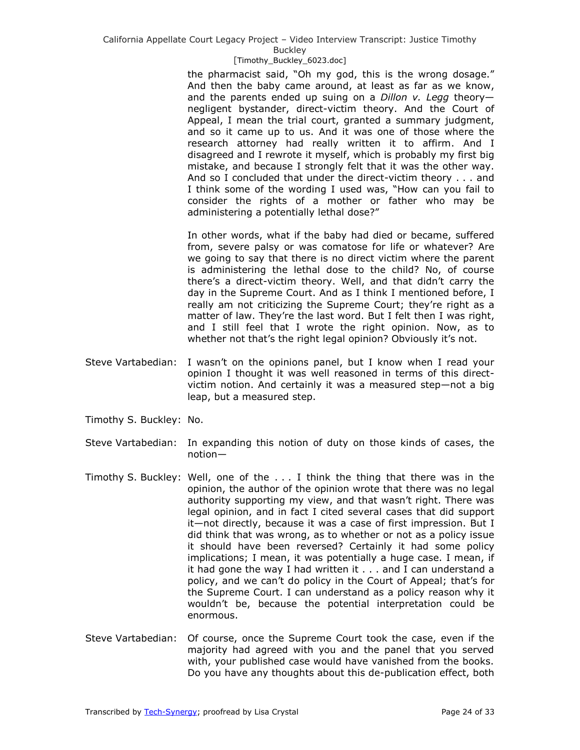the pharmacist said, "Oh my god, this is the wrong dosage." And then the baby came around, at least as far as we know, and the parents ended up suing on a *Dillon v. Legg* theory—negligent bystander, direct-victim theory. And the Court of Appeal, I mean the trial court, granted a summary judgment, and so it came up to us. And it was one of those where the research attorney had really written it to affirm. And I disagreed and I rewrote it myself, which is probably my first big mistake, and because I strongly felt that it was the other way. And so I concluded that under the direct-victim theory . . . and I think some of the wording I used was, "How can you fail to consider the rights of a mother or father who may be administering a potentially lethal dose?"

In other words, what if the baby had died or became, suffered from, severe palsy or was comatose for life or whatever? Are we going to say that there is no direct victim where the parent is administering the lethal dose to the child? No, of course there's a direct-victim theory. Well, and that didn't carry the day in the Supreme Court. And as I think I mentioned before, I really am not criticizing the Supreme Court; they're right as a matter of law. They're the last word. But I felt then I was right, and I still feel that I wrote the right opinion. Now, as to whether not that's the right legal opinion? Obviously it's not.

Steve Vartabedian: I wasn't on the opinions panel, but I know when I read your opinion I thought it was well reasoned in terms of this direct-victim notion. And certainly it was a measured step—not a big leap, but a measured step.

Timothy S. Buckley: No.

Steve Vartabedian: In expanding this notion of duty on those kinds of cases, the notion—

Timothy S. Buckley: Well, one of the . . . I think the thing that there was in the opinion, the author of the opinion wrote that there was no legal authority supporting my view, and that wasn't right. There was legal opinion, and in fact I cited several cases that did support it—not directly, because it was a case of first impression. But I did think that was wrong, as to whether or not as a policy issue it should have been reversed? Certainly it had some policy implications; I mean, it was potentially a huge case. I mean, if it had gone the way I had written it . . . and I can understand a policy, and we can't do policy in the Court of Appeal; that's for the Supreme Court. I can understand as a policy reason why it wouldn't be, because the potential interpretation could be enormous.

Steve Vartabedian: Of course, once the Supreme Court took the case, even if the majority had agreed with you and the panel that you served with, your published case would have vanished from the books. Do you have any thoughts about this de-publication effect, both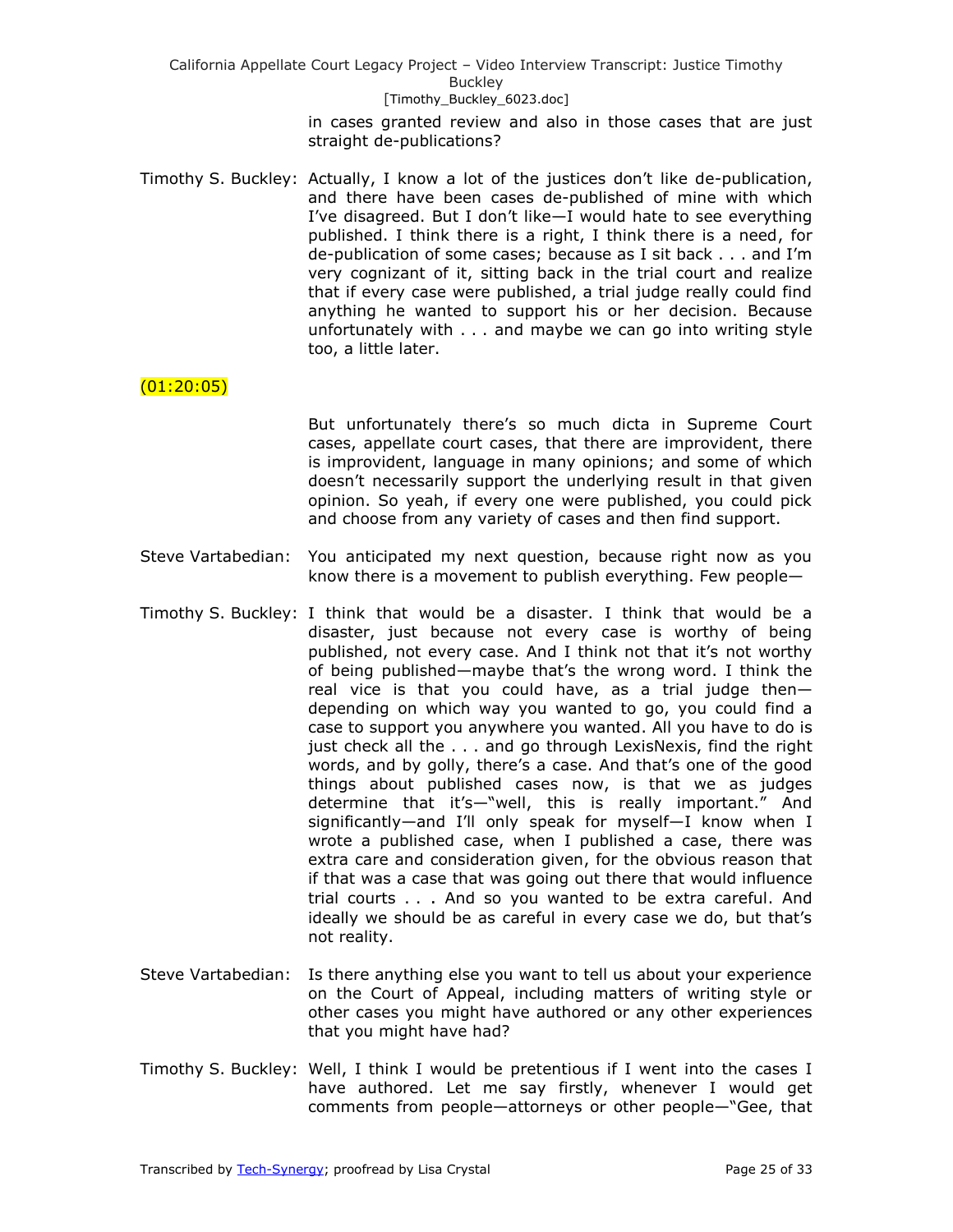in cases granted review and also in those cases that are just straight de-publications?

Timothy S. Buckley: Actually, I know a lot of the justices don't like de-publication, and there have been cases de-published of mine with which I've disagreed. But I don't like—I would hate to see everything published. I think there is a right, I think there is a need, for de-publication of some cases; because as I sit back . . . and I'm very cognizant of it, sitting back in the trial court and realize that if every case were published, a trial judge really could find anything he wanted to support his or her decision. Because unfortunately with . . . and maybe we can go into writing style too, a little later.

(01:20:05)

But unfortunately there's so much dicta in Supreme Court cases, appellate court cases, that there are improvident, there is improvident, language in many opinions; and some of which doesn't necessarily support the underlying result in that given opinion. So yeah, if every one were published, you could pick and choose from any variety of cases and then find support.

Steve Vartabedian: You anticipated my next question, because right now as you know there is a movement to publish everything. Few people—

Timothy S. Buckley: I think that would be a disaster. I think that would be a disaster, just because not every case is worthy of being published, not every case. And I think not that it's not worthy of being published—maybe that's the wrong word. I think the real vice is that you could have, as a trial judge then—depending on which way you wanted to go, you could find a case to support you anywhere you wanted. All you have to do is just check all the . . . and go through LexisNexis, find the right words, and by golly, there's a case. And that's one of the good things about published cases now, is that we as judges determine that it's—"well, this is really important." And significantly—and I'll only speak for myself—I know when I wrote a published case, when I published a case, there was extra care and consideration given, for the obvious reason that if that was a case that was going out there that would influence trial courts . . . And so you wanted to be extra careful. And ideally we should be as careful in every case we do, but that's not reality.

Steve Vartabedian: Is there anything else you want to tell us about your experience on the Court of Appeal, including matters of writing style or other cases you might have authored or any other experiences that you might have had?

Timothy S. Buckley: Well, I think I would be pretentious if I went into the cases I have authored. Let me say firstly, whenever I would get comments from people—attorneys or other people—"Gee, that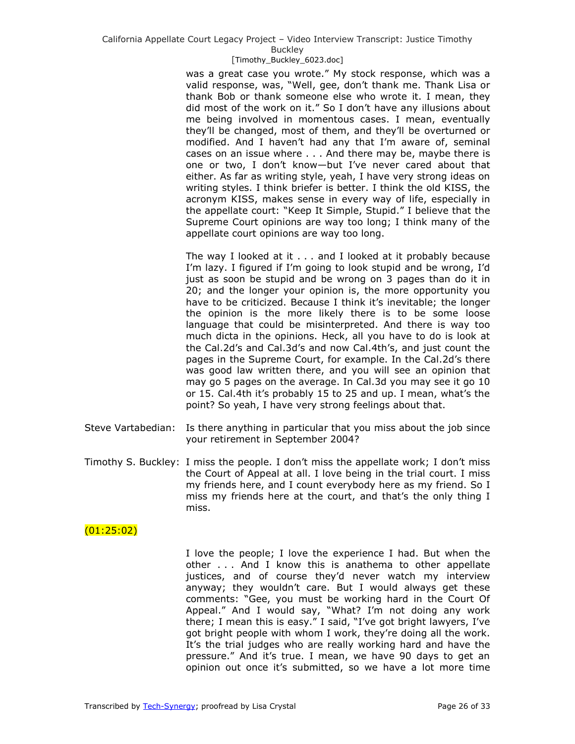was a great case you wrote." My stock response, which was a valid response, was, "Well, gee, don't thank me. Thank Lisa or thank Bob or thank someone else who wrote it. I mean, they did most of the work on it." So I don't have any illusions about me being involved in momentous cases. I mean, eventually they'll be changed, most of them, and they'll be overturned or modified. And I haven't had any that I'm aware of, seminal cases on an issue where . . . And there may be, maybe there is one or two, I don't know—but I've never cared about that either. As far as writing style, yeah, I have very strong ideas on writing styles. I think briefer is better. I think the old KISS, the acronym KISS, makes sense in every way of life, especially in the appellate court: "Keep It Simple, Stupid." I believe that the Supreme Court opinions are way too long; I think many of the appellate court opinions are way too long.

The way I looked at it . . . and I looked at it probably because I'm lazy. I figured if I'm going to look stupid and be wrong, I'd just as soon be stupid and be wrong on 3 pages than do it in 20; and the longer your opinion is, the more opportunity you have to be criticized. Because I think it's inevitable; the longer the opinion is the more likely there is to be some loose language that could be misinterpreted. And there is way too much dicta in the opinions. Heck, all you have to do is look at the Cal.2d's and Cal.3d's and now Cal.4th's, and just count the pages in the Supreme Court, for example. In the Cal.2d's there was good law written there, and you will see an opinion that may go 5 pages on the average. In Cal.3d you may see it go 10 or 15. Cal.4th it's probably 15 to 25 and up. I mean, what's the point? So yeah, I have very strong feelings about that.

Steve Vartabedian: Is there anything in particular that you miss about the job since your retirement in September 2004?

Timothy S. Buckley: I miss the people. I don't miss the appellate work; I don't miss the Court of Appeal at all. I love being in the trial court. I miss my friends here, and I count everybody here as my friend. So I miss my friends here at the court, and that's the only thing I miss.

(01:25:02)

I love the people; I love the experience I had. But when the other . . . And I know this is anathema to other appellate justices, and of course they'd never watch my interview anyway; they wouldn't care. But I would always get these comments: "Gee, you must be working hard in the Court Of Appeal." And I would say, "What? I'm not doing any work there; I mean this is easy." I said, "I've got bright lawyers, I've got bright people with whom I work, they're doing all the work. It's the trial judges who are really working hard and have the pressure." And it's true. I mean, we have 90 days to get an opinion out once it's submitted, so we have a lot more time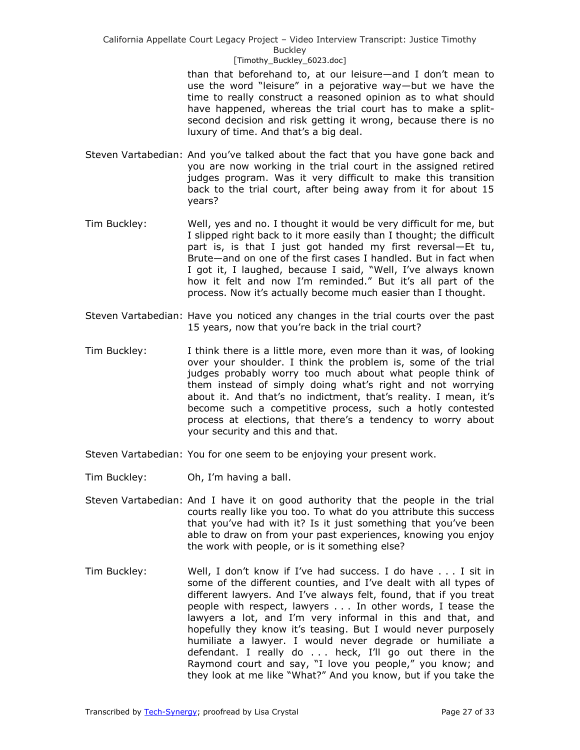than that beforehand to, at our leisure—and I don't mean to use the word "leisure" in a pejorative way—but we have the time to really construct a reasoned opinion as to what should have happened, whereas the trial court has to make a split-second decision and risk getting it wrong, because there is no luxury of time. And that's a big deal.

Steven Vartabedian: And you've talked about the fact that you have gone back and you are now working in the trial court in the assigned retired judges program. Was it very difficult to make this transition back to the trial court, after being away from it for about 15 years?

Tim Buckley: Well, yes and no. I thought it would be very difficult for me, but I slipped right back to it more easily than I thought; the difficult part is, is that I just got handed my first reversal—Et tu, Brute—and on one of the first cases I handled. But in fact when I got it, I laughed, because I said, "Well, I've always known how it felt and now I'm reminded." But it's all part of the process. Now it's actually become much easier than I thought.

Steven Vartabedian: Have you noticed any changes in the trial courts over the past 15 years, now that you're back in the trial court?

Tim Buckley: I think there is a little more, even more than it was, of looking over your shoulder. I think the problem is, some of the trial judges probably worry too much about what people think of them instead of simply doing what's right and not worrying about it. And that's no indictment, that's reality. I mean, it's become such a competitive process, such a hotly contested process at elections, that there's a tendency to worry about your security and this and that.

Steven Vartabedian: You for one seem to be enjoying your present work.

Tim Buckley: Oh, I'm having a ball.

Steven Vartabedian: And I have it on good authority that the people in the trial courts really like you too. To what do you attribute this success that you've had with it? Is it just something that you've been able to draw on from your past experiences, knowing you enjoy the work with people, or is it something else?

Tim Buckley: Well, I don't know if I've had success. I do have . . . I sit in some of the different counties, and I've dealt with all types of different lawyers. And I've always felt, found, that if you treat people with respect, lawyers . . . In other words, I tease the lawyers a lot, and I'm very informal in this and that, and hopefully they know it's teasing. But I would never purposely humiliate a lawyer. I would never degrade or humiliate a defendant. I really do . . . heck, I'll go out there in the Raymond court and say, "I love you people," you know; and they look at me like "What?" And you know, but if you take the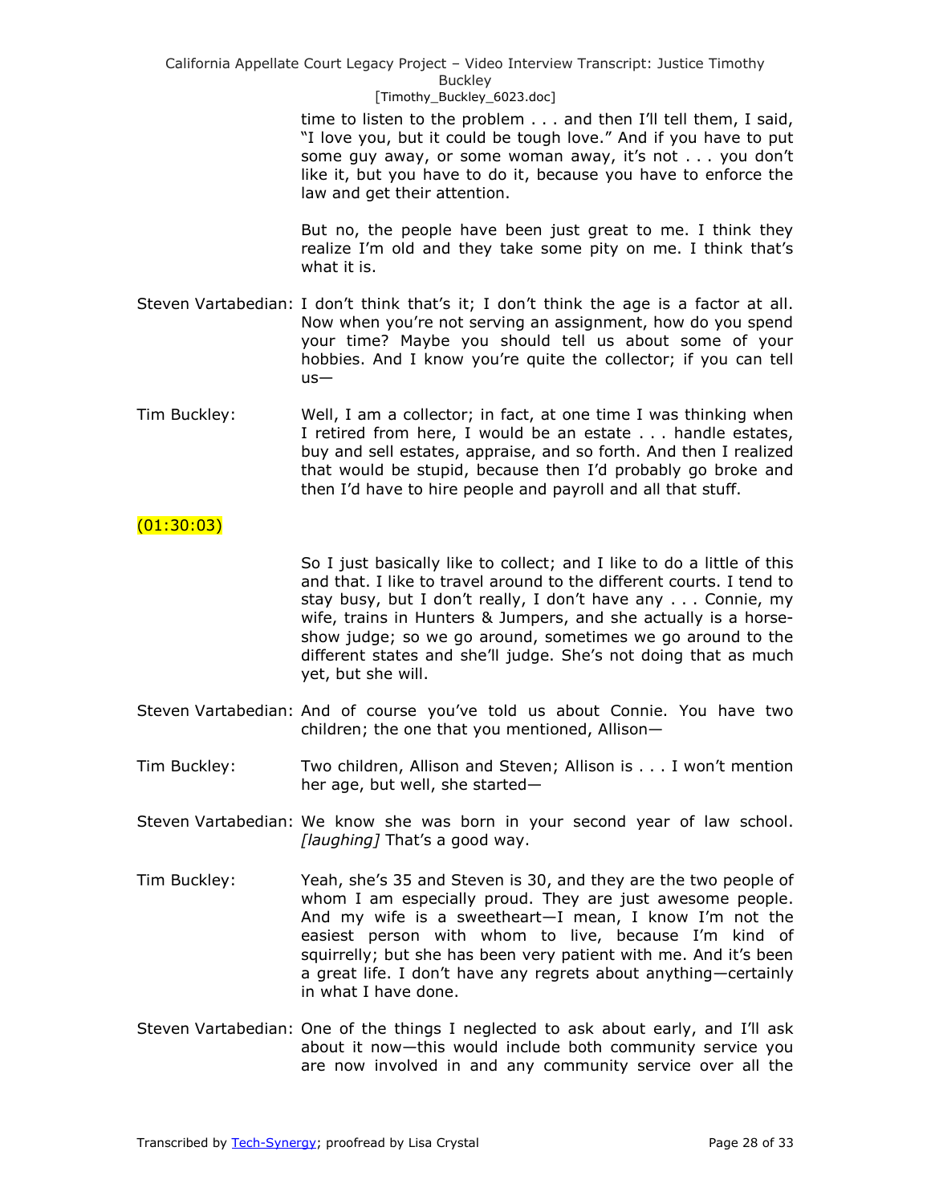time to listen to the problem . . . and then I'll tell them, I said, "I love you, but it could be tough love." And if you have to put some guy away, or some woman away, it's not . . . you don't like it, but you have to do it, because you have to enforce the law and get their attention.

But no, the people have been just great to me. I think they realize I'm old and they take some pity on me. I think that's what it is.

Steven Vartabedian: I don't think that's it; I don't think the age is a factor at all. Now when you're not serving an assignment, how do you spend your time? Maybe you should tell us about some of your hobbies. And I know you're quite the collector; if you can tell us—

Tim Buckley: Well, I am a collector; in fact, at one time I was thinking when I retired from here, I would be an estate . . . handle estates, buy and sell estates, appraise, and so forth. And then I realized that would be stupid, because then I'd probably go broke and then I'd have to hire people and payroll and all that stuff.

(01:30:03)

So I just basically like to collect; and I like to do a little of this and that. I like to travel around to the different courts. I tend to stay busy, but I don't really, I don't have any . . . Connie, my wife, trains in Hunters & Jumpers, and she actually is a horse-show judge; so we go around, sometimes we go around to the different states and she'll judge. She's not doing that as much yet, but she will.

Steven Vartabedian: And of course you've told us about Connie. You have two children; the one that you mentioned, Allison—

Tim Buckley: Two children, Allison and Steven; Allison is . . . I won't mention her age, but well, she started—

Steven Vartabedian: We know she was born in your second year of law school. *[laughing]* That's a good way.

Tim Buckley: Yeah, she's 35 and Steven is 30, and they are the two people of whom I am especially proud. They are just awesome people. And my wife is a sweetheart—I mean, I know I'm not the easiest person with whom to live, because I'm kind of squirrelly; but she has been very patient with me. And it's been a great life. I don't have any regrets about anything—certainly in what I have done.

Steven Vartabedian: One of the things I neglected to ask about early, and I'll ask about it now—this would include both community service you are now involved in and any community service over all the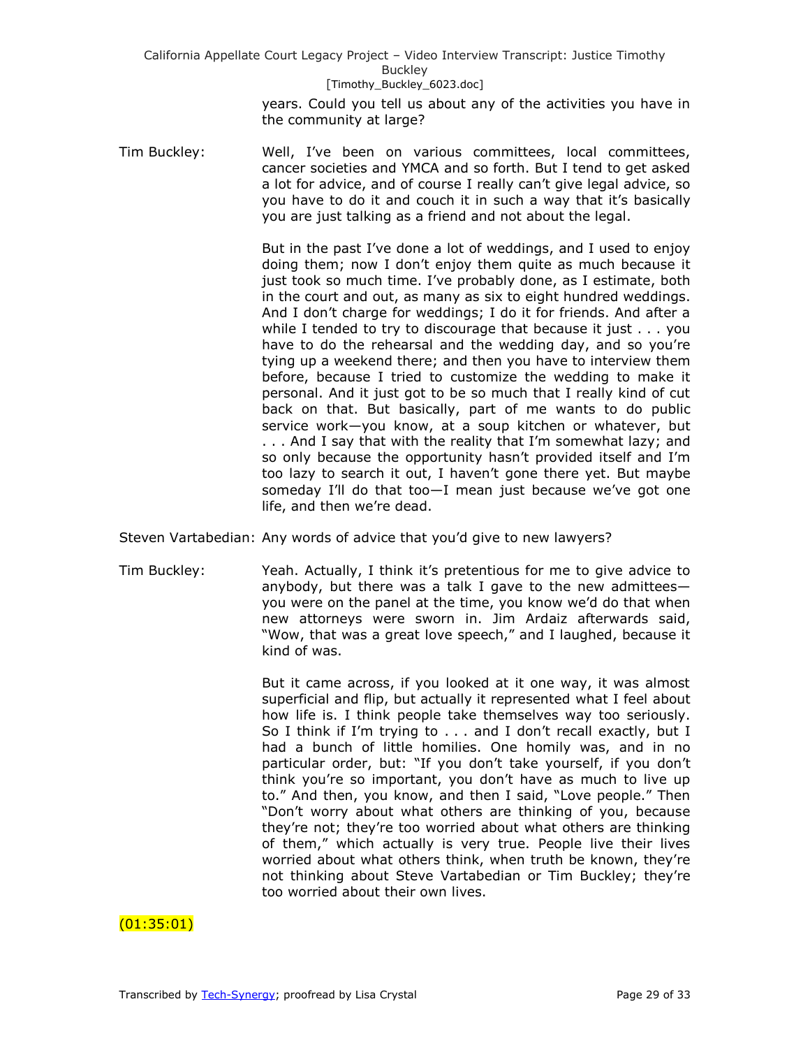years. Could you tell us about any of the activities you have in the community at large?

Tim Buckley: Well, I've been on various committees, local committees, cancer societies and YMCA and so forth. But I tend to get asked a lot for advice, and of course I really can't give legal advice, so you have to do it and couch it in such a way that it's basically you are just talking as a friend and not about the legal.

But in the past I've done a lot of weddings, and I used to enjoy doing them; now I don't enjoy them quite as much because it just took so much time. I've probably done, as I estimate, both in the court and out, as many as six to eight hundred weddings. And I don't charge for weddings; I do it for friends. And after a while I tended to try to discourage that because it just . . . you have to do the rehearsal and the wedding day, and so you're tying up a weekend there; and then you have to interview them before, because I tried to customize the wedding to make it personal. And it just got to be so much that I really kind of cut back on that. But basically, part of me wants to do public service work—you know, at a soup kitchen or whatever, but . . . And I say that with the reality that I'm somewhat lazy; and so only because the opportunity hasn't provided itself and I'm too lazy to search it out, I haven't gone there yet. But maybe someday I'll do that too—I mean just because we've got one life, and then we're dead.

Steven Vartabedian: Any words of advice that you'd give to new lawyers?

Tim Buckley: Yeah. Actually, I think it's pretentious for me to give advice to anybody, but there was a talk I gave to the new admittees—you were on the panel at the time, you know we'd do that when new attorneys were sworn in. Jim Ardaiz afterwards said, "Wow, that was a great love speech," and I laughed, because it kind of was.

But it came across, if you looked at it one way, it was almost superficial and flip, but actually it represented what I feel about how life is. I think people take themselves way too seriously. So I think if I'm trying to . . . and I don't recall exactly, but I had a bunch of little homilies. One homily was, and in no particular order, but: "If you don't take yourself, if you don't think you're so important, you don't have as much to live up to." And then, you know, and then I said, "Love people." Then "Don't worry about what others are thinking of you, because they're not; they're too worried about what others are thinking of them," which actually is very true. People live their lives worried about what others think, when truth be known, they're not thinking about Steve Vartabedian or Tim Buckley; they're too worried about their own lives.

(01:35:01)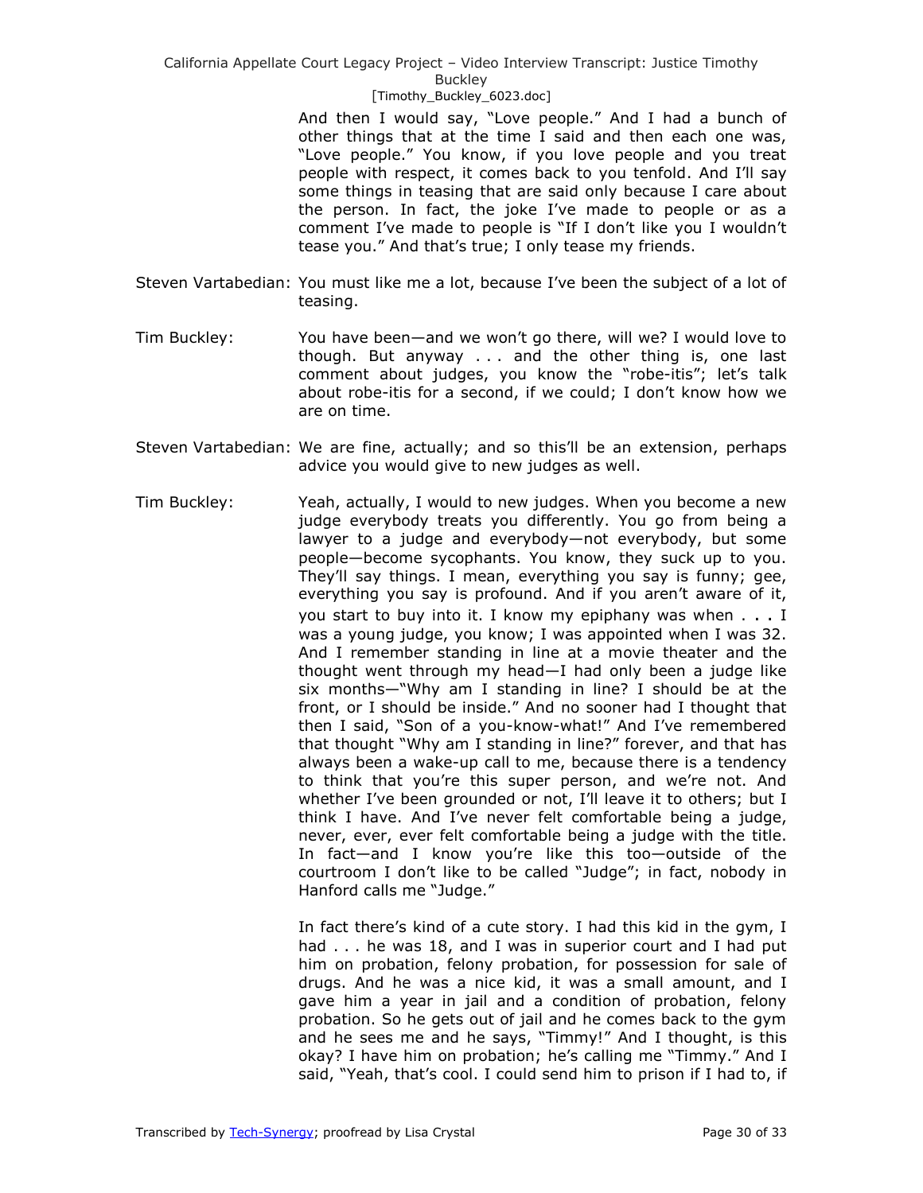And then I would say, "Love people." And I had a bunch of other things that at the time I said and then each one was, "Love people." You know, if you love people and you treat people with respect, it comes back to you tenfold. And I'll say some things in teasing that are said only because I care about the person. In fact, the joke I've made to people or as a comment I've made to people is "If I don't like you I wouldn't tease you." And that's true; I only tease my friends.

Steven Vartabedian: You must like me a lot, because I've been the subject of a lot of teasing.

Tim Buckley: You have been—and we won't go there, will we? I would love to though. But anyway . . . and the other thing is, one last comment about judges, you know the "robe-itis"; let's talk about robe-itis for a second, if we could; I don't know how we are on time.

Steven Vartabedian: We are fine, actually; and so this'll be an extension, perhaps advice you would give to new judges as well.

Tim Buckley: Yeah, actually, I would to new judges. When you become a new judge everybody treats you differently. You go from being a lawyer to a judge and everybody—not everybody, but some people—become sycophants. You know, they suck up to you. They'll say things. I mean, everything you say is funny; gee, everything you say is profound. And if you aren't aware of it, you start to buy into it. I know my epiphany was when . . . I was a young judge, you know; I was appointed when I was 32. And I remember standing in line at a movie theater and the thought went through my head—I had only been a judge like six months—"Why am I standing in line? I should be at the front, or I should be inside." And no sooner had I thought that then I said, "Son of a you-know-what!" And I've remembered that thought "Why am I standing in line?" forever, and that has always been a wake-up call to me, because there is a tendency to think that you're this super person, and we're not. And whether I've been grounded or not, I'll leave it to others; but I think I have. And I've never felt comfortable being a judge, never, ever, ever felt comfortable being a judge with the title. In fact—and I know you're like this too—outside of the courtroom I don't like to be called "Judge"; in fact, nobody in Hanford calls me "Judge."

In fact there's kind of a cute story. I had this kid in the gym, I had . . . he was 18, and I was in superior court and I had put him on probation, felony probation, for possession for sale of drugs. And he was a nice kid, it was a small amount, and I gave him a year in jail and a condition of probation, felony probation. So he gets out of jail and he comes back to the gym and he sees me and he says, "Timmy!" And I thought, is this okay? I have him on probation; he's calling me "Timmy." And I said, "Yeah, that's cool. I could send him to prison if I had to, if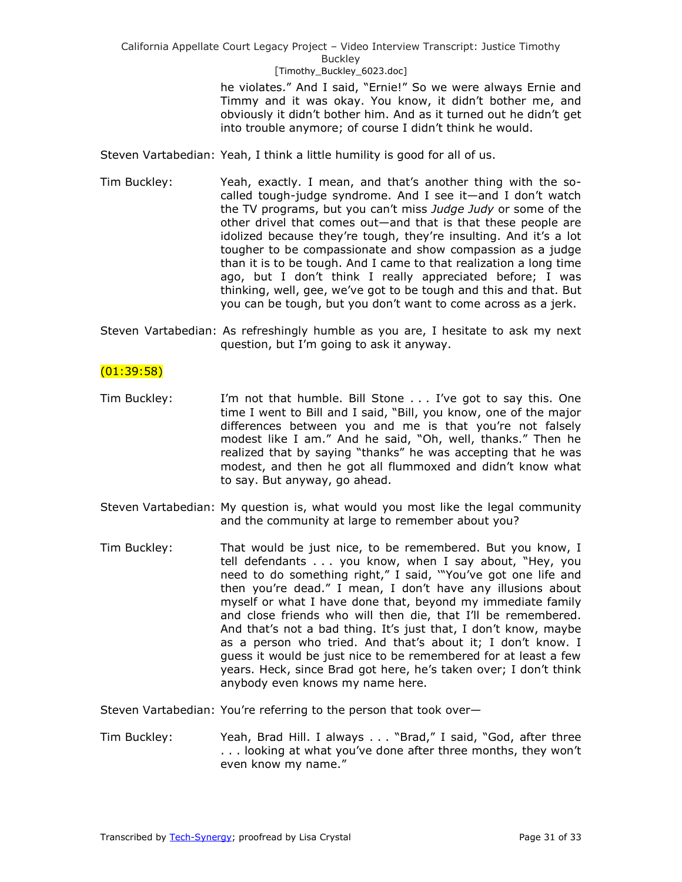he violates." And I said, "Ernie!" So we were always Ernie and Timmy and it was okay. You know, it didn't bother me, and obviously it didn't bother him. And as it turned out he didn't get into trouble anymore; of course I didn't think he would.

Steven Vartabedian: Yeah, I think a little humility is good for all of us.

Tim Buckley: Yeah, exactly. I mean, and that's another thing with the so-called tough-judge syndrome. And I see it—and I don't watch the TV programs, but you can't miss *Judge Judy* or some of the other drivel that comes out—and that is that these people are idolized because they're tough, they're insulting. And it's a lot tougher to be compassionate and show compassion as a judge than it is to be tough. And I came to that realization a long time ago, but I don't think I really appreciated before; I was thinking, well, gee, we've got to be tough and this and that. But you can be tough, but you don't want to come across as a jerk.

Steven Vartabedian: As refreshingly humble as you are, I hesitate to ask my next question, but I'm going to ask it anyway.

(01:39:58)

Tim Buckley: I'm not that humble. Bill Stone . . . I've got to say this. One time I went to Bill and I said, "Bill, you know, one of the major differences between you and me is that you're not falsely modest like I am." And he said, "Oh, well, thanks." Then he realized that by saying "thanks" he was accepting that he was modest, and then he got all flummoxed and didn't know what to say. But anyway, go ahead.

Steven Vartabedian: My question is, what would you most like the legal community and the community at large to remember about you?

Tim Buckley: That would be just nice, to be remembered. But you know, I tell defendants . . . you know, when I say about, "Hey, you need to do something right," I said, '"You've got one life and then you're dead." I mean, I don't have any illusions about myself or what I have done that, beyond my immediate family and close friends who will then die, that I'll be remembered. And that's not a bad thing. It's just that, I don't know, maybe as a person who tried. And that's about it; I don't know. I guess it would be just nice to be remembered for at least a few years. Heck, since Brad got here, he's taken over; I don't think anybody even knows my name here.

Steven Vartabedian: You're referring to the person that took over—

Tim Buckley: Yeah, Brad Hill. I always . . . "Brad," I said, "God, after three . . . looking at what you've done after three months, they won't even know my name."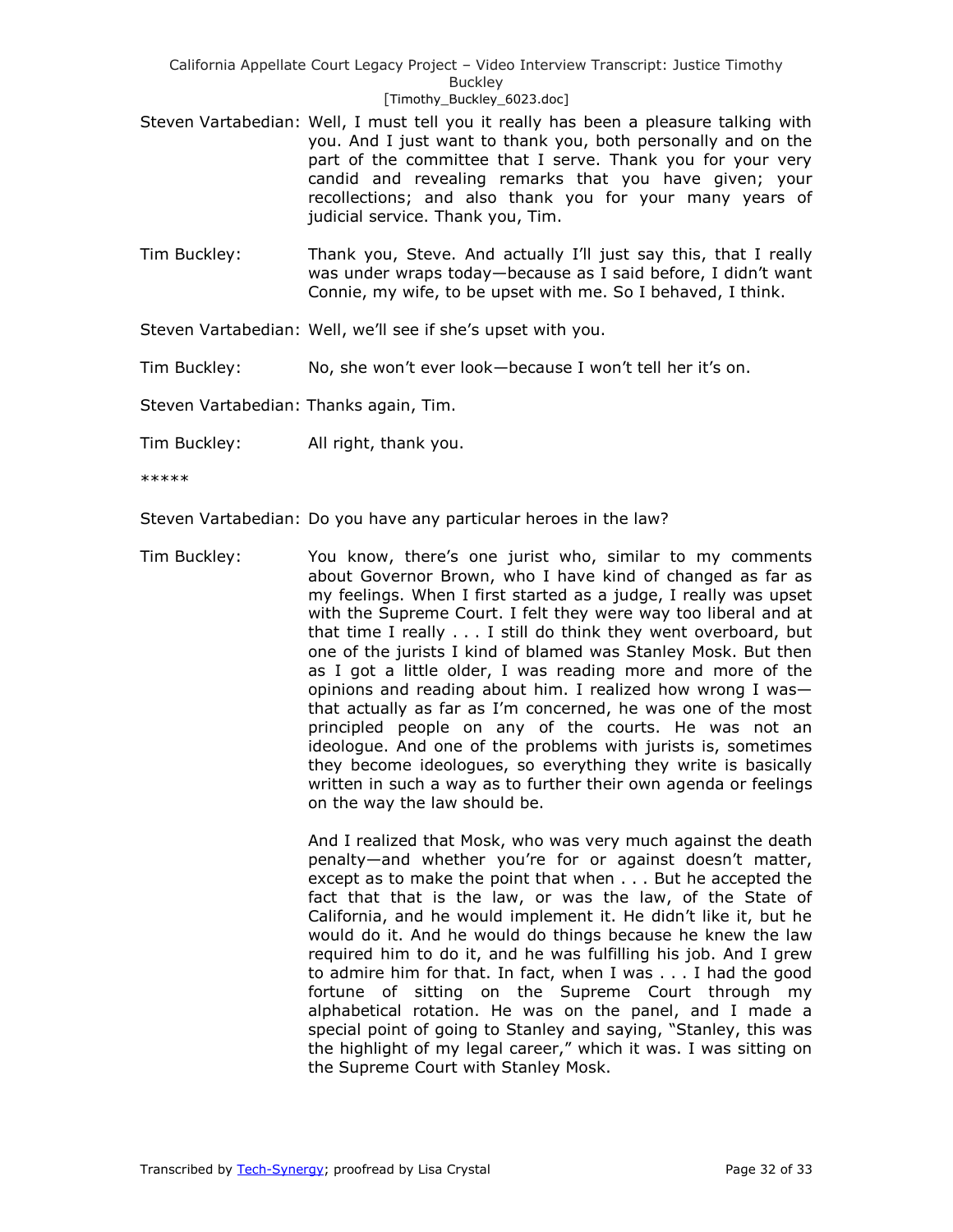Steven Vartabedian: Well, I must tell you it really has been a pleasure talking with you. And I just want to thank you, both personally and on the part of the committee that I serve. Thank you for your very candid and revealing remarks that you have given; your recollections; and also thank you for your many years of judicial service. Thank you, Tim.

Tim Buckley: Thank you, Steve. And actually I'll just say this, that I really was under wraps today—because as I said before, I didn't want Connie, my wife, to be upset with me. So I behaved, I think.

Steven Vartabedian: Well, we'll see if she's upset with you.

Tim Buckley: No, she won't ever look—because I won't tell her it's on.

Steven Vartabedian: Thanks again, Tim.

Tim Buckley: All right, thank you.

*****

Steven Vartabedian: Do you have any particular heroes in the law?

Tim Buckley: You know, there's one jurist who, similar to my comments about Governor Brown, who I have kind of changed as far as my feelings. When I first started as a judge, I really was upset with the Supreme Court. I felt they were way too liberal and at that time I really . . . I still do think they went overboard, but one of the jurists I kind of blamed was Stanley Mosk. But then as I got a little older, I was reading more and more of the opinions and reading about him. I realized how wrong I was—that actually as far as I'm concerned, he was one of the most principled people on any of the courts. He was not an ideologue. And one of the problems with jurists is, sometimes they become ideologues, so everything they write is basically written in such a way as to further their own agenda or feelings on the way the law should be.

And I realized that Mosk, who was very much against the death penalty—and whether you're for or against doesn't matter, except as to make the point that when . . . But he accepted the fact that that is the law, or was the law, of the State of California, and he would implement it. He didn't like it, but he would do it. And he would do things because he knew the law required him to do it, and he was fulfilling his job. And I grew to admire him for that. In fact, when I was . . . I had the good fortune of sitting on the Supreme Court through my alphabetical rotation. He was on the panel, and I made a special point of going to Stanley and saying, "Stanley, this was the highlight of my legal career," which it was. I was sitting on the Supreme Court with Stanley Mosk.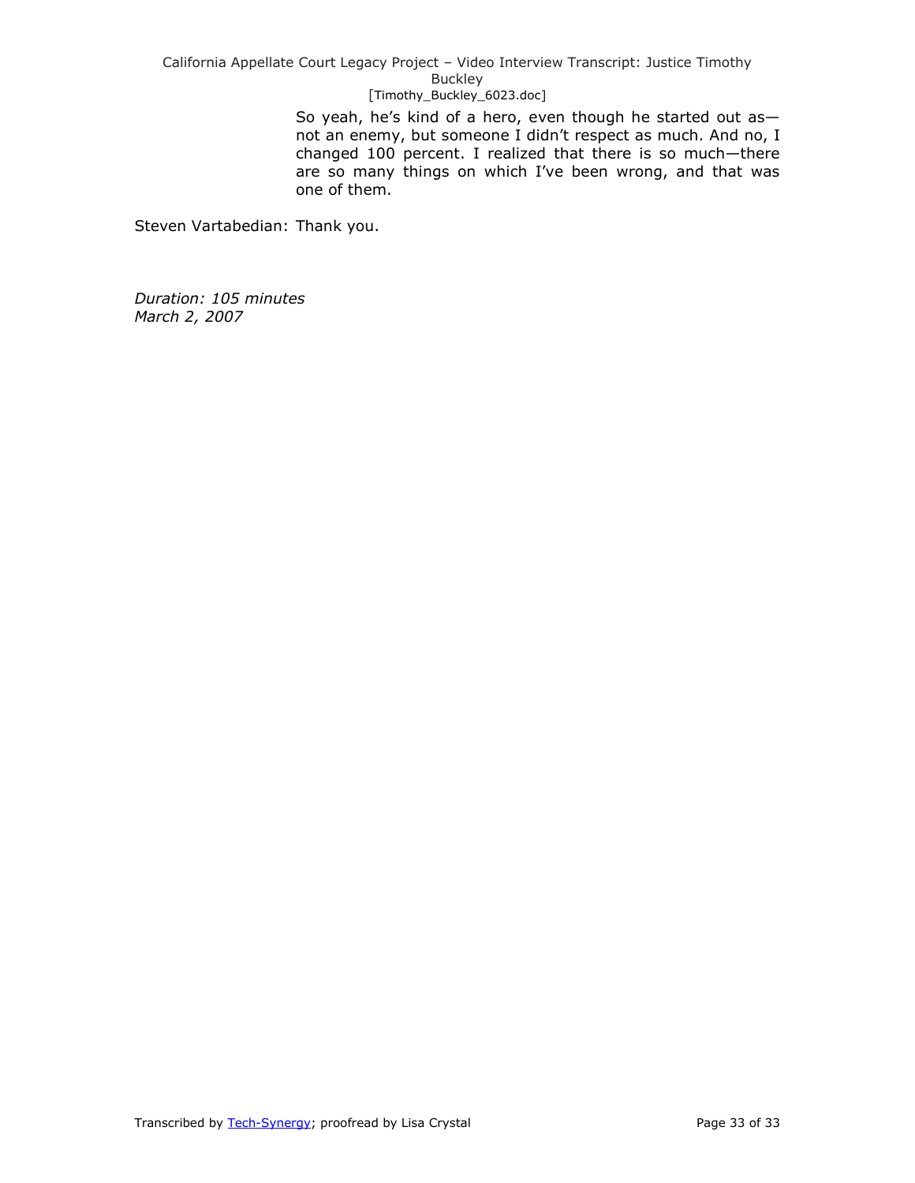So yeah, he's kind of a hero, even though he started out as—not an enemy, but someone I didn't respect as much. And no, I changed 100 percent. I realized that there is so much—there are so many things on which I've been wrong, and that was one of them.

Steven Vartabedian: Thank you.

*Duration: 105 minutes*
*March 2, 2007*